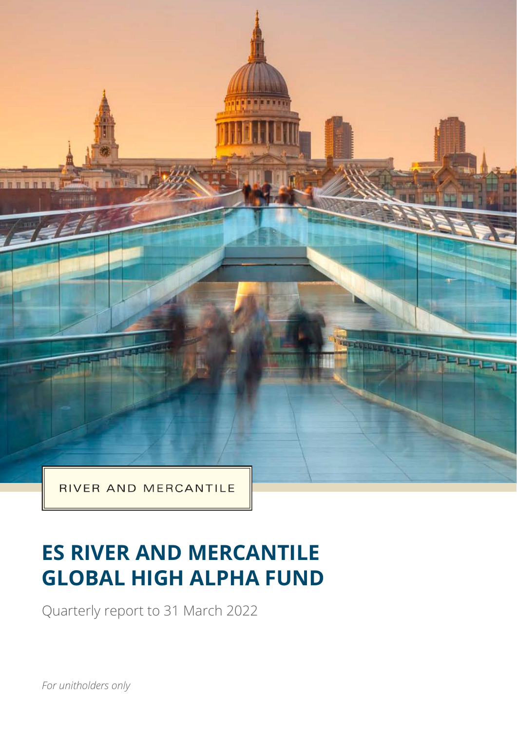RIVER AND MERCANTILE

# ES RIVER AND MERCANTILE GLOBAL HIGH ALPHA FUND

Quarterly report to 31 March 2022

*For unitholders only*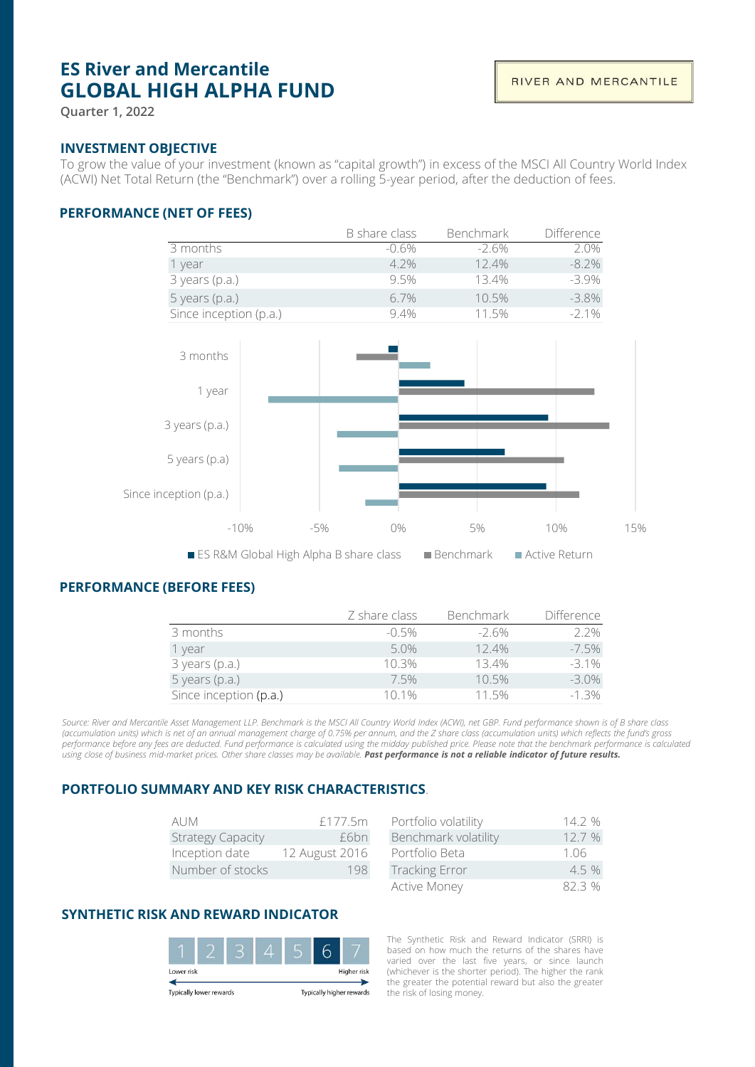# ES River and Mercantile
# GLOBAL HIGH ALPHA FUND

**Quarter 1, 2022**

RIVER AND MERCANTILE

## INVESTMENT OBJECTIVE

To grow the value of your investment (known as "capital growth") in excess of the MSCI All Country World Index (ACWI) Net Total Return (the "Benchmark") over a rolling 5-year period, after the deduction of fees.

## PERFORMANCE (NET OF FEES)

| | B share class | Benchmark | Difference |
|---|---|---|---|
| 3 months | -0.6% | -2.6% | 2.0% |
| 1 year | 4.2% | 12.4% | -8.2% |
| 3 years (p.a.) | 9.5% | 13.4% | -3.9% |
| 5 years (p.a.) | 6.7% | 10.5% | -3.8% |
| Since inception (p.a.) | 9.4% | 11.5% | -2.1% |

■ ES R&M Global High Alpha B share class ■ Benchmark ■ Active Return

## PERFORMANCE (BEFORE FEES)

| | Z share class | Benchmark | Difference |
|---|---|---|---|
| 3 months | -0.5% | -2.6% | 2.2% |
| 1 year | 5.0% | 12.4% | -7.5% |
| 3 years (p.a.) | 10.3% | 13.4% | -3.1% |
| 5 years (p.a.) | 7.5% | 10.5% | -3.0% |
| Since inception (p.a.) | 10.1% | 11.5% | -1.3% |

*Source: River and Mercantile Asset Management LLP. Benchmark is the MSCI All Country World Index (ACWI), net GBP. Fund performance shown is of B share class (accumulation units) which is net of an annual management charge of 0.75% per annum, and the Z share class (accumulation units) which reflects the fund's gross performance before any fees are deducted. Fund performance is calculated using the midday published price. Please note that the benchmark performance is calculated using close of business mid-market prices. Other share classes may be available.* ***Past performance is not a reliable indicator of future results.***

## PORTFOLIO SUMMARY AND KEY RISK CHARACTERISTICS

| | |
|---|---|
| AUM | £177.5m |
| Strategy Capacity | £6bn |
| Inception date | 12 August 2016 |
| Number of stocks | 198 |

| | |
|---|---|
| Portfolio volatility | 14.2 % |
| Benchmark volatility | 12.7 % |
| Portfolio Beta | 1.06 |
| Tracking Error | 4.5 % |
| Active Money | 82.3 % |

## SYNTHETIC RISK AND REWARD INDICATOR

1 2 3 4 5 **6** 7

Lower risk — Higher risk

Typically lower rewards — Typically higher rewards

The Synthetic Risk and Reward Indicator (SRRI) is based on how much the returns of the shares have varied over the last five years, or since launch (whichever is the shorter period). The higher the rank the greater the potential reward but also the greater the risk of losing money.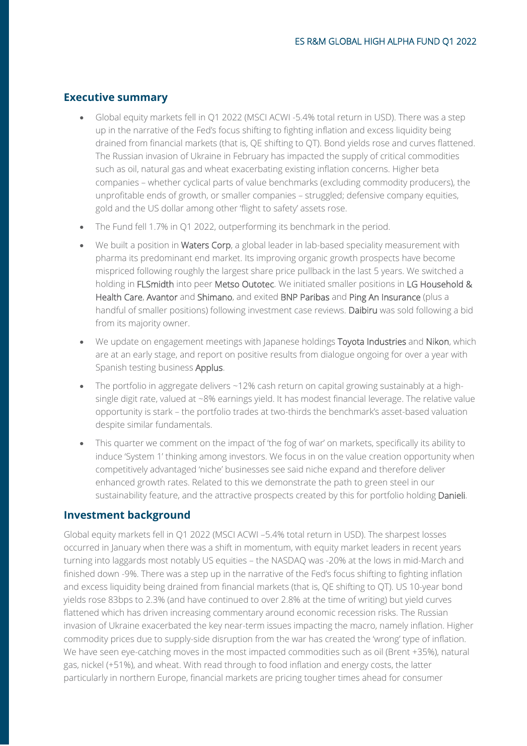## Executive summary

- Global equity markets fell in Q1 2022 (MSCI ACWI -5.4% total return in USD). There was a step up in the narrative of the Fed's focus shifting to fighting inflation and excess liquidity being drained from financial markets (that is, QE shifting to QT). Bond yields rose and curves flattened. The Russian invasion of Ukraine in February has impacted the supply of critical commodities such as oil, natural gas and wheat exacerbating existing inflation concerns. Higher beta companies – whether cyclical parts of value benchmarks (excluding commodity producers), the unprofitable ends of growth, or smaller companies – struggled; defensive company equities, gold and the US dollar among other 'flight to safety' assets rose.
- The Fund fell 1.7% in Q1 2022, outperforming its benchmark in the period.
- We built a position in Waters Corp, a global leader in lab-based speciality measurement with pharma its predominant end market. Its improving organic growth prospects have become mispriced following roughly the largest share price pullback in the last 5 years. We switched a holding in FLSmidth into peer Metso Outotec. We initiated smaller positions in LG Household & Health Care, Avantor and Shimano, and exited BNP Paribas and Ping An Insurance (plus a handful of smaller positions) following investment case reviews. Daibiru was sold following a bid from its majority owner.
- We update on engagement meetings with Japanese holdings Toyota Industries and Nikon, which are at an early stage, and report on positive results from dialogue ongoing for over a year with Spanish testing business Applus.
- The portfolio in aggregate delivers ~12% cash return on capital growing sustainably at a high-single digit rate, valued at ~8% earnings yield. It has modest financial leverage. The relative value opportunity is stark – the portfolio trades at two-thirds the benchmark's asset-based valuation despite similar fundamentals.
- This quarter we comment on the impact of 'the fog of war' on markets, specifically its ability to induce 'System 1' thinking among investors. We focus in on the value creation opportunity when competitively advantaged 'niche' businesses see said niche expand and therefore deliver enhanced growth rates. Related to this we demonstrate the path to green steel in our sustainability feature, and the attractive prospects created by this for portfolio holding Danieli.

## Investment background

Global equity markets fell in Q1 2022 (MSCI ACWI –5.4% total return in USD). The sharpest losses occurred in January when there was a shift in momentum, with equity market leaders in recent years turning into laggards most notably US equities – the NASDAQ was -20% at the lows in mid-March and finished down -9%. There was a step up in the narrative of the Fed's focus shifting to fighting inflation and excess liquidity being drained from financial markets (that is, QE shifting to QT). US 10-year bond yields rose 83bps to 2.3% (and have continued to over 2.8% at the time of writing) but yield curves flattened which has driven increasing commentary around economic recession risks. The Russian invasion of Ukraine exacerbated the key near-term issues impacting the macro, namely inflation. Higher commodity prices due to supply-side disruption from the war has created the 'wrong' type of inflation. We have seen eye-catching moves in the most impacted commodities such as oil (Brent +35%), natural gas, nickel (+51%), and wheat. With read through to food inflation and energy costs, the latter particularly in northern Europe, financial markets are pricing tougher times ahead for consumer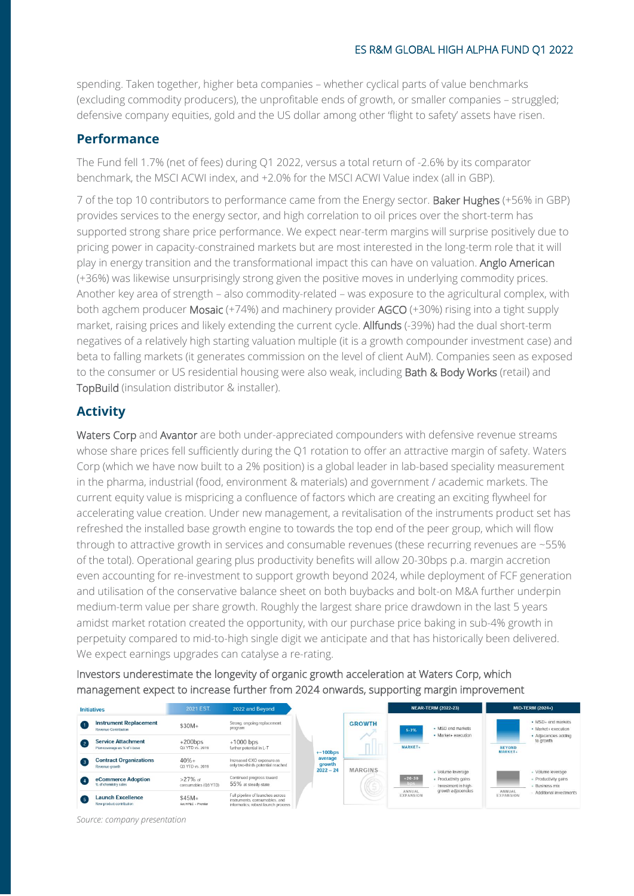spending. Taken together, higher beta companies – whether cyclical parts of value benchmarks (excluding commodity producers), the unprofitable ends of growth, or smaller companies – struggled; defensive company equities, gold and the US dollar among other 'flight to safety' assets have risen.

## Performance

The Fund fell 1.7% (net of fees) during Q1 2022, versus a total return of -2.6% by its comparator benchmark, the MSCI ACWI index, and +2.0% for the MSCI ACWI Value index (all in GBP).

7 of the top 10 contributors to performance came from the Energy sector. Baker Hughes (+56% in GBP) provides services to the energy sector, and high correlation to oil prices over the short-term has supported strong share price performance. We expect near-term margins will surprise positively due to pricing power in capacity-constrained markets but are most interested in the long-term role that it will play in energy transition and the transformational impact this can have on valuation. Anglo American (+36%) was likewise unsurprisingly strong given the positive moves in underlying commodity prices. Another key area of strength – also commodity-related – was exposure to the agricultural complex, with both agchem producer Mosaic (+74%) and machinery provider AGCO (+30%) rising into a tight supply market, raising prices and likely extending the current cycle. Allfunds (-39%) had the dual short-term negatives of a relatively high starting valuation multiple (it is a growth compounder investment case) and beta to falling markets (it generates commission on the level of client AuM). Companies seen as exposed to the consumer or US residential housing were also weak, including Bath & Body Works (retail) and TopBuild (insulation distributor & installer).

## Activity

Waters Corp and Avantor are both under-appreciated compounders with defensive revenue streams whose share prices fell sufficiently during the Q1 rotation to offer an attractive margin of safety. Waters Corp (which we have now built to a 2% position) is a global leader in lab-based speciality measurement in the pharma, industrial (food, environment & materials) and government / academic markets. The current equity value is mispricing a confluence of factors which are creating an exciting flywheel for accelerating value creation. Under new management, a revitalisation of the instruments product set has refreshed the installed base growth engine to towards the top end of the peer group, which will flow through to attractive growth in services and consumable revenues (these recurring revenues are ~55% of the total). Operational gearing plus productivity benefits will allow 20-30bps p.a. margin accretion even accounting for re-investment to support growth beyond 2024, while deployment of FCF generation and utilisation of the conservative balance sheet on both buybacks and bolt-on M&A further underpin medium-term value per share growth. Roughly the largest share price drawdown in the last 5 years amidst market rotation created the opportunity, with our purchase price baking in sub-4% growth in perpetuity compared to mid-to-high single digit we anticipate and that has historically been delivered. We expect earnings upgrades can catalyse a re-rating.

Investors underestimate the longevity of organic growth acceleration at Waters Corp, which management expect to increase further from 2024 onwards, supporting margin improvement

| Initiatives | 2021 EST. | 2022 and Beyond |
|---|---|---|
| 1 Instrument Replacement (Revenue Contribution) | $30M+ | Strong, ongoing replacement program |
| 2 Service Attachment (Plan coverage as % of I-base) | +200bps Q3 YTD vs. 2019 | +1000 bps further potential in L-T |
| 3 Contract Organizations (Revenue growth) | 40%+ Q3 YTD vs. 2019 | Increased CXO exposure as only two-thirds potential reached |
| 4 eCommerce Adoption (% of chemistry sales) | >27% of consumables (Q3 YTD) | Continued progress toward 55% at steady state |
| 5 Launch Excellence (New product contribution) | $45M+ Arc HPLC + Premier | Full pipeline of launches across instruments, consumables, and informatics; robust launch process |

+~100bps average growth 2022 – 24

| | NEAR-TERM (2022-23) | MID-TERM (2024+) |
|---|---|---|
| GROWTH | 5-7% MARKET+ • MSD end markets • Market+ execution | BEYOND MARKET+ • MSD+ end markets • Market+ execution • Adjacencies adding to growth |
| MARGINS | +20-30 bps ANNUAL EXPANSION • Volume leverage • Productivity gains • Investment in high-growth adjacencies | ANNUAL EXPANSION • Volume leverage • Productivity gains • Business mix • Additional investments |

*Source: company presentation*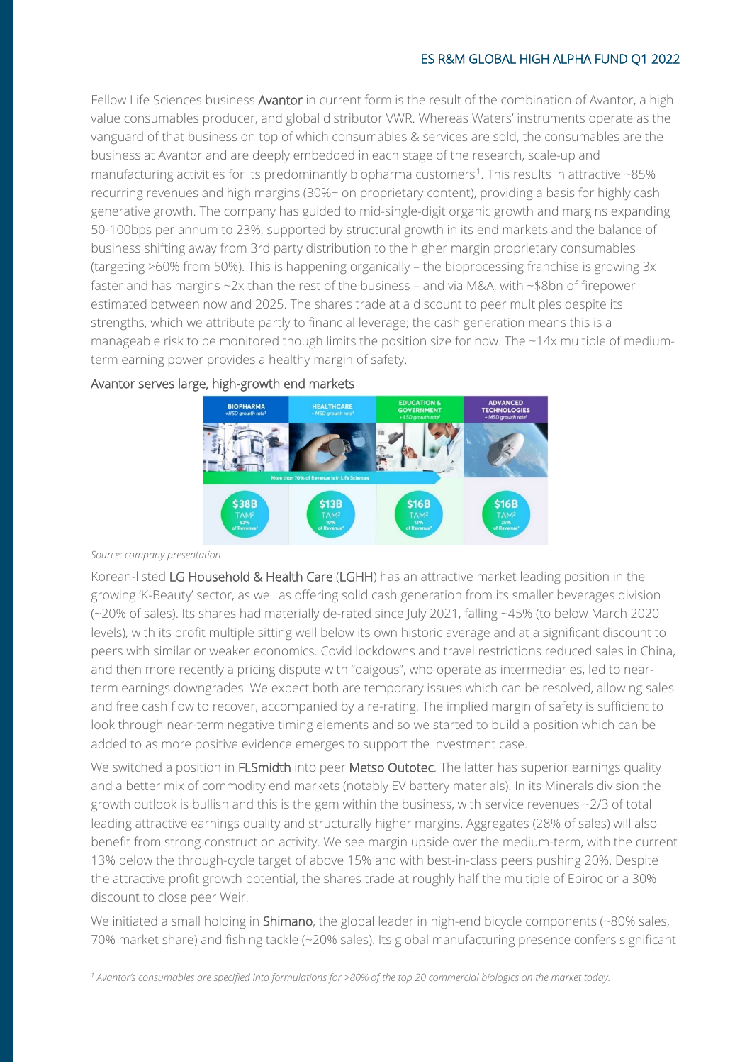Fellow Life Sciences business Avantor in current form is the result of the combination of Avantor, a high value consumables producer, and global distributor VWR. Whereas Waters' instruments operate as the vanguard of that business on top of which consumables & services are sold, the consumables are the business at Avantor and are deeply embedded in each stage of the research, scale-up and manufacturing activities for its predominantly biopharma customers[1]. This results in attractive ~85% recurring revenues and high margins (30%+ on proprietary content), providing a basis for highly cash generative growth. The company has guided to mid-single-digit organic growth and margins expanding 50-100bps per annum to 23%, supported by structural growth in its end markets and the balance of business shifting away from 3rd party distribution to the higher margin proprietary consumables (targeting >60% from 50%). This is happening organically – the bioprocessing franchise is growing 3x faster and has margins ~2x than the rest of the business – and via M&A, with ~$8bn of firepower estimated between now and 2025. The shares trade at a discount to peer multiples despite its strengths, which we attribute partly to financial leverage; the cash generation means this is a manageable risk to be monitored though limits the position size for now. The ~14x multiple of medium-term earning power provides a healthy margin of safety.

Avantor serves large, high-growth end markets

| BIOPHARMA +HSD growth rate[1] | HEALTHCARE +MSD growth rate[1] | EDUCATION & GOVERNMENT +LSD growth rate[1] | ADVANCED TECHNOLOGIES +MSD growth rate[1] |
|---|---|---|---|
| $38B TAM[2] 52% of Revenue[3] | $13B TAM[2] 10% of Revenue[3] | $16B TAM[2] 13% of Revenue[3] | $16B TAM[2] 25% of Revenue[3] |

More than 70% of Revenue is in Life Sciences

*Source: company presentation*

Korean-listed LG Household & Health Care (LGHH) has an attractive market leading position in the growing 'K-Beauty' sector, as well as offering solid cash generation from its smaller beverages division (~20% of sales). Its shares had materially de-rated since July 2021, falling ~45% (to below March 2020 levels), with its profit multiple sitting well below its own historic average and at a significant discount to peers with similar or weaker economics. Covid lockdowns and travel restrictions reduced sales in China, and then more recently a pricing dispute with "daigous", who operate as intermediaries, led to near-term earnings downgrades. We expect both are temporary issues which can be resolved, allowing sales and free cash flow to recover, accompanied by a re-rating. The implied margin of safety is sufficient to look through near-term negative timing elements and so we started to build a position which can be added to as more positive evidence emerges to support the investment case.

We switched a position in FLSmidth into peer Metso Outotec. The latter has superior earnings quality and a better mix of commodity end markets (notably EV battery materials). In its Minerals division the growth outlook is bullish and this is the gem within the business, with service revenues ~2/3 of total leading attractive earnings quality and structurally higher margins. Aggregates (28% of sales) will also benefit from strong construction activity. We see margin upside over the medium-term, with the current 13% below the through-cycle target of above 15% and with best-in-class peers pushing 20%. Despite the attractive profit growth potential, the shares trade at roughly half the multiple of Epiroc or a 30% discount to close peer Weir.

We initiated a small holding in Shimano, the global leader in high-end bicycle components (~80% sales, 70% market share) and fishing tackle (~20% sales). Its global manufacturing presence confers significant

[1] *Avantor's consumables are specified into formulations for >80% of the top 20 commercial biologics on the market today.*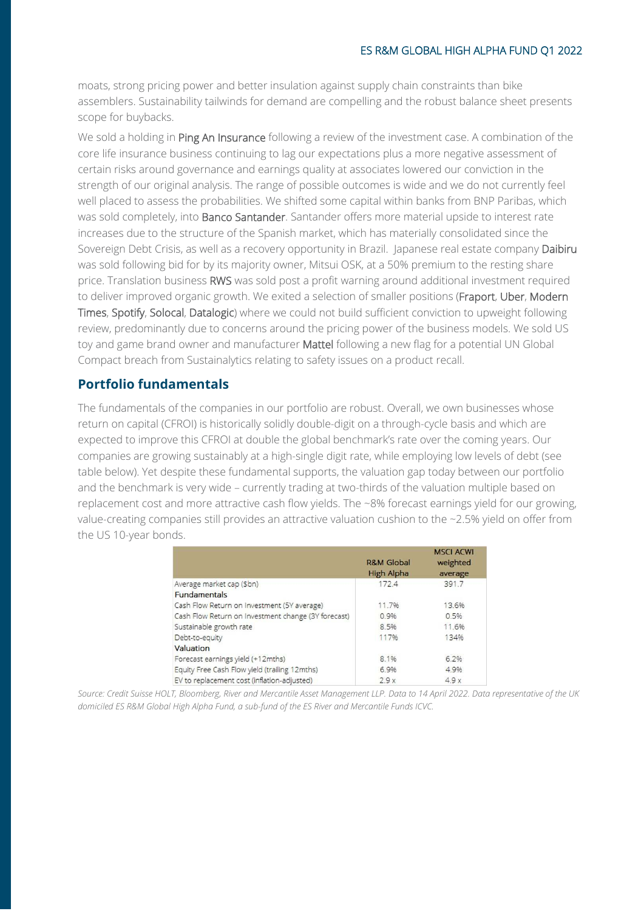moats, strong pricing power and better insulation against supply chain constraints than bike assemblers. Sustainability tailwinds for demand are compelling and the robust balance sheet presents scope for buybacks.

We sold a holding in Ping An Insurance following a review of the investment case. A combination of the core life insurance business continuing to lag our expectations plus a more negative assessment of certain risks around governance and earnings quality at associates lowered our conviction in the strength of our original analysis. The range of possible outcomes is wide and we do not currently feel well placed to assess the probabilities. We shifted some capital within banks from BNP Paribas, which was sold completely, into Banco Santander. Santander offers more material upside to interest rate increases due to the structure of the Spanish market, which has materially consolidated since the Sovereign Debt Crisis, as well as a recovery opportunity in Brazil. Japanese real estate company Daibiru was sold following bid for by its majority owner, Mitsui OSK, at a 50% premium to the resting share price. Translation business RWS was sold post a profit warning around additional investment required to deliver improved organic growth. We exited a selection of smaller positions (Fraport, Uber, Modern Times, Spotify, Solocal, Datalogic) where we could not build sufficient conviction to upweight following review, predominantly due to concerns around the pricing power of the business models. We sold US toy and game brand owner and manufacturer Mattel following a new flag for a potential UN Global Compact breach from Sustainalytics relating to safety issues on a product recall.

## Portfolio fundamentals

The fundamentals of the companies in our portfolio are robust. Overall, we own businesses whose return on capital (CFROI) is historically solidly double-digit on a through-cycle basis and which are expected to improve this CFROI at double the global benchmark's rate over the coming years. Our companies are growing sustainably at a high-single digit rate, while employing low levels of debt (see table below). Yet despite these fundamental supports, the valuation gap today between our portfolio and the benchmark is very wide – currently trading at two-thirds of the valuation multiple based on replacement cost and more attractive cash flow yields. The ~8% forecast earnings yield for our growing, value-creating companies still provides an attractive valuation cushion to the ~2.5% yield on offer from the US 10-year bonds.

| | R&M Global High Alpha | MSCI ACWI weighted average |
|---|---|---|
| Average market cap ($bn) | 172.4 | 391.7 |
| **Fundamentals** | | |
| Cash Flow Return on Investment (5Y average) | 11.7% | 13.6% |
| Cash Flow Return on Investment change (3Y forecast) | 0.9% | 0.5% |
| Sustainable growth rate | 8.5% | 11.6% |
| Debt-to-equity | 117% | 134% |
| **Valuation** | | |
| Forecast earnings yield (+12mths) | 8.1% | 6.2% |
| Equity Free Cash Flow yield (trailing 12mths) | 6.9% | 4.9% |
| EV to replacement cost (inflation-adjusted) | 2.9 x | 4.9 x |

*Source: Credit Suisse HOLT, Bloomberg, River and Mercantile Asset Management LLP. Data to 14 April 2022. Data representative of the UK domiciled ES R&M Global High Alpha Fund, a sub-fund of the ES River and Mercantile Funds ICVC.*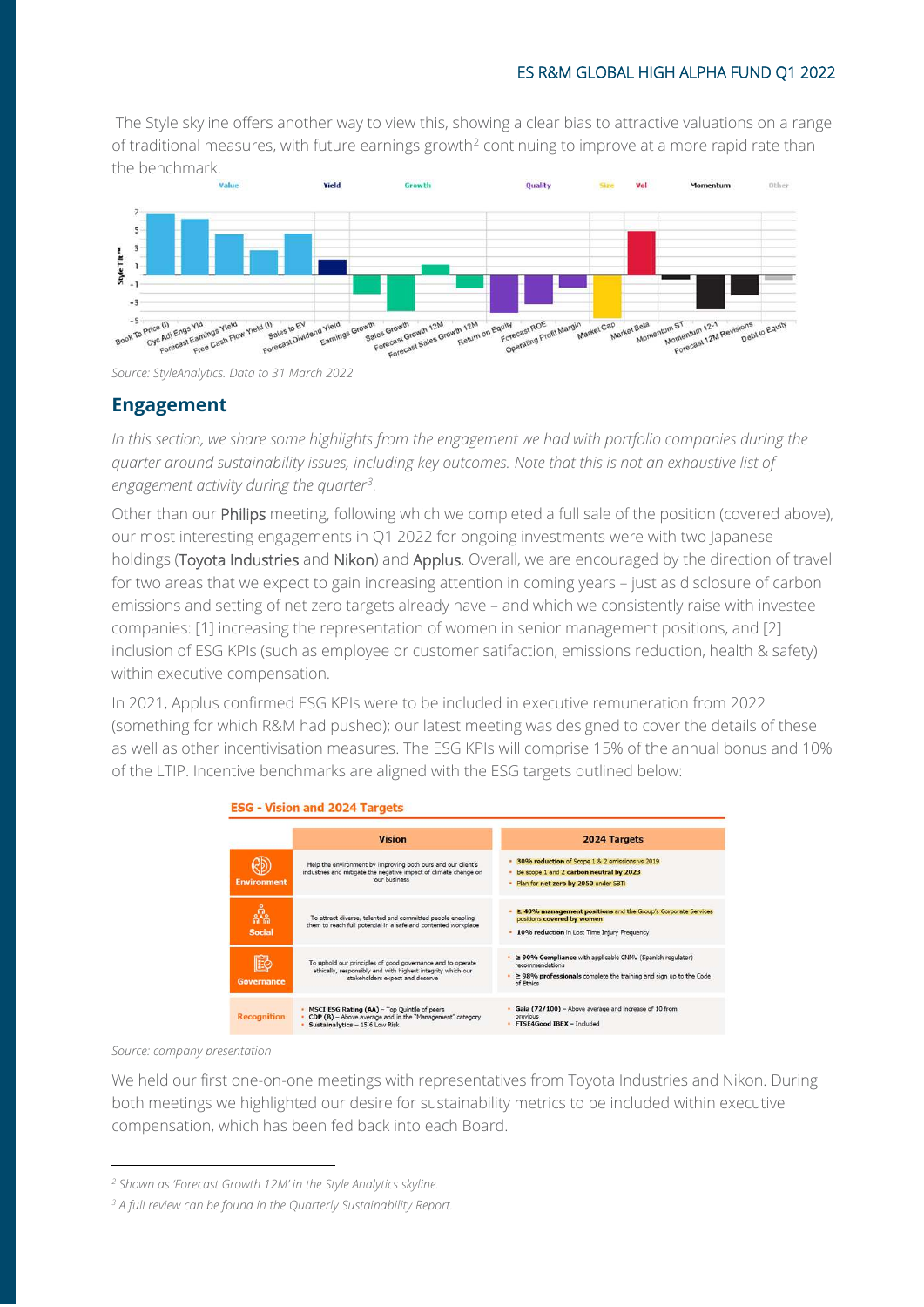The Style skyline offers another way to view this, showing a clear bias to attractive valuations on a range of traditional measures, with future earnings growth[2] continuing to improve at a more rapid rate than the benchmark.

Source: StyleAnalytics. Data to 31 March 2022

## Engagement

*In this section, we share some highlights from the engagement we had with portfolio companies during the quarter around sustainability issues, including key outcomes. Note that this is not an exhaustive list of engagement activity during the quarter[3].*

Other than our Philips meeting, following which we completed a full sale of the position (covered above), our most interesting engagements in Q1 2022 for ongoing investments were with two Japanese holdings (Toyota Industries and Nikon) and Applus. Overall, we are encouraged by the direction of travel for two areas that we expect to gain increasing attention in coming years – just as disclosure of carbon emissions and setting of net zero targets already have – and which we consistently raise with investee companies: [1] increasing the representation of women in senior management positions, and [2] inclusion of ESG KPIs (such as employee or customer satifaction, emissions reduction, health & safety) within executive compensation.

In 2021, Applus confirmed ESG KPIs were to be included in executive remuneration from 2022 (something for which R&M had pushed); our latest meeting was designed to cover the details of these as well as other incentivisation measures. The ESG KPIs will comprise 15% of the annual bonus and 10% of the LTIP. Incentive benchmarks are aligned with the ESG targets outlined below:

**ESG - Vision and 2024 Targets**

| | Vision | 2024 Targets |
|---|---|---|
| Environment | Help the environment by improving both ours and our client's industries and mitigate the negative impact of climate change on our business | • **30% reduction** of Scope 1 & 2 emissions vs 2019<br>• Be scope 1 and 2 **carbon neutral by 2023**<br>• Plan for **net zero** by 2050 under SBTi |
| Social | To attract diverse, talented and committed people enabling them to reach full potential in a safe and contented workplace | • **≥ 40% management positions** and the Group's Corporate Services **positions covered by women**<br>• **10% reduction** in Lost Time Injury Frequency |
| Governance | To uphold our principles of good governance and to operate ethically, responsibly and with highest integrity which our stakeholders expect and deserve | • **≥ 90% Compliance** with applicable CNMV (Spanish regulator) recommendations<br>• **≥ 98% professionals** complete the training and sign up to the Code of Ethics |
| Recognition | • **MSCI ESG Rating (AA)** – Top Quintile of peers<br>• **CDP (B)** – Above average and in the "Management" category<br>• **Sustainalytics** – 15.6 Low Risk | • **Gaia (72/100)** – Above average and increase of 10 from previous<br>• **FTSE4Good IBEX** – Included |

Source: company presentation

We held our first one-on-one meetings with representatives from Toyota Industries and Nikon. During both meetings we highlighted our desire for sustainability metrics to be included within executive compensation, which has been fed back into each Board.

---

[2] Shown as 'Forecast Growth 12M' in the Style Analytics skyline.

[3] A full review can be found in the Quarterly Sustainability Report.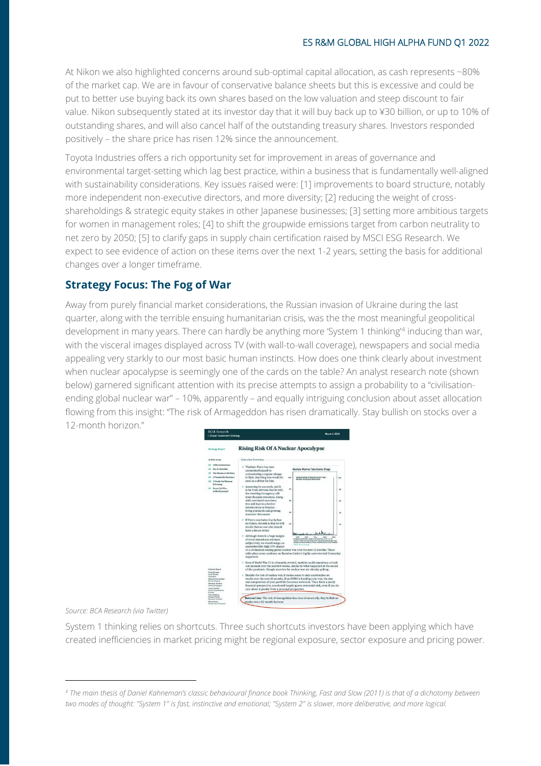At Nikon we also highlighted concerns around sub-optimal capital allocation, as cash represents ~80% of the market cap. We are in favour of conservative balance sheets but this is excessive and could be put to better use buying back its own shares based on the low valuation and steep discount to fair value. Nikon subsequently stated at its investor day that it will buy back up to ¥30 billion, or up to 10% of outstanding shares, and will also cancel half of the outstanding treasury shares. Investors responded positively – the share price has risen 12% since the announcement.

Toyota Industries offers a rich opportunity set for improvement in areas of governance and environmental target-setting which lag best practice, within a business that is fundamentally well-aligned with sustainability considerations. Key issues raised were: [1] improvements to board structure, notably more independent non-executive directors, and more diversity; [2] reducing the weight of cross-shareholdings & strategic equity stakes in other Japanese businesses; [3] setting more ambitious targets for women in management roles; [4] to shift the groupwide emissions target from carbon neutrality to net zero by 2050; [5] to clarify gaps in supply chain certification raised by MSCI ESG Research. We expect to see evidence of action on these items over the next 1-2 years, setting the basis for additional changes over a longer timeframe.

## Strategy Focus: The Fog of War

Away from purely financial market considerations, the Russian invasion of Ukraine during the last quarter, along with the terrible ensuing humanitarian crisis, was the the most meaningful geopolitical development in many years. There can hardly be anything more 'System 1 thinking'[4] inducing than war, with the visceral images displayed across TV (with wall-to-wall coverage), newspapers and social media appealing very starkly to our most basic human instincts. How does one think clearly about investment when nuclear apocalypse is seemingly one of the cards on the table? An analyst research note (shown below) garnered significant attention with its precise attempts to assign a probability to a "civilisation-ending global nuclear war" – 10%, apparently – and equally intriguing conclusion about asset allocation flowing from this insight: "The risk of Armageddon has risen dramatically. Stay bullish on stocks over a 12-month horizon."

*Source: BCA Research (via Twitter)*

System 1 thinking relies on shortcuts. Three such shortcuts investors have been applying which have created inefficiencies in market pricing might be regional exposure, sector exposure and pricing power.

---

[4] *The main thesis of Daniel Kahneman's classic behavioural finance book Thinking, Fast and Slow (2011) is that of a dichotomy between two modes of thought: "System 1" is fast, instinctive and emotional; "System 2" is slower, more deliberative, and more logical.*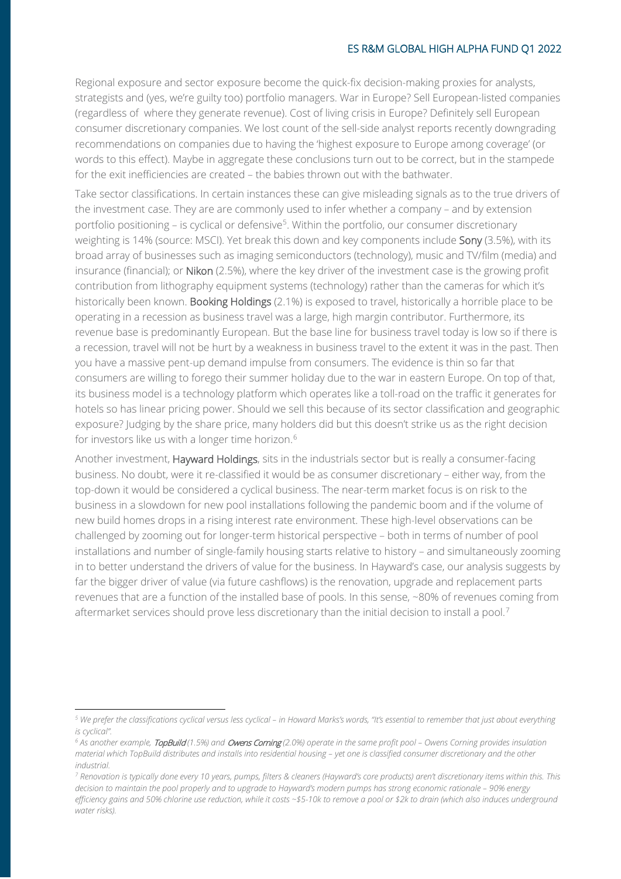Regional exposure and sector exposure become the quick-fix decision-making proxies for analysts, strategists and (yes, we're guilty too) portfolio managers. War in Europe? Sell European-listed companies (regardless of where they generate revenue). Cost of living crisis in Europe? Definitely sell European consumer discretionary companies. We lost count of the sell-side analyst reports recently downgrading recommendations on companies due to having the 'highest exposure to Europe among coverage' (or words to this effect). Maybe in aggregate these conclusions turn out to be correct, but in the stampede for the exit inefficiencies are created – the babies thrown out with the bathwater.

Take sector classifications. In certain instances these can give misleading signals as to the true drivers of the investment case. They are are commonly used to infer whether a company – and by extension portfolio positioning – is cyclical or defensive[5]. Within the portfolio, our consumer discretionary weighting is 14% (source: MSCI). Yet break this down and key components include **Sony** (3.5%), with its broad array of businesses such as imaging semiconductors (technology), music and TV/film (media) and insurance (financial); or **Nikon** (2.5%), where the key driver of the investment case is the growing profit contribution from lithography equipment systems (technology) rather than the cameras for which it's historically been known. **Booking Holdings** (2.1%) is exposed to travel, historically a horrible place to be operating in a recession as business travel was a large, high margin contributor. Furthermore, its revenue base is predominantly European. But the base line for business travel today is low so if there is a recession, travel will not be hurt by a weakness in business travel to the extent it was in the past. Then you have a massive pent-up demand impulse from consumers. The evidence is thin so far that consumers are willing to forego their summer holiday due to the war in eastern Europe. On top of that, its business model is a technology platform which operates like a toll-road on the traffic it generates for hotels so has linear pricing power. Should we sell this because of its sector classification and geographic exposure? Judging by the share price, many holders did but this doesn't strike us as the right decision for investors like us with a longer time horizon.[6]

Another investment, **Hayward Holdings**, sits in the industrials sector but is really a consumer-facing business. No doubt, were it re-classified it would be as consumer discretionary – either way, from the top-down it would be considered a cyclical business. The near-term market focus is on risk to the business in a slowdown for new pool installations following the pandemic boom and if the volume of new build homes drops in a rising interest rate environment. These high-level observations can be challenged by zooming out for longer-term historical perspective – both in terms of number of pool installations and number of single-family housing starts relative to history – and simultaneously zooming in to better understand the drivers of value for the business. In Hayward's case, our analysis suggests by far the bigger driver of value (via future cashflows) is the renovation, upgrade and replacement parts revenues that are a function of the installed base of pools. In this sense, ~80% of revenues coming from aftermarket services should prove less discretionary than the initial decision to install a pool.[7]

---

*[5] We prefer the classifications cyclical versus less cyclical – in Howard Marks's words, "It's essential to remember that just about everything is cyclical".*

*[6] As another example, **TopBuild** (1.5%) and **Owens Corning** (2.0%) operate in the same profit pool – Owens Corning provides insulation material which TopBuild distributes and installs into residential housing – yet one is classified consumer discretionary and the other industrial.*

*[7] Renovation is typically done every 10 years, pumps, filters & cleaners (Hayward's core products) aren't discretionary items within this. This decision to maintain the pool properly and to upgrade to Hayward's modern pumps has strong economic rationale – 90% energy efficiency gains and 50% chlorine use reduction, while it costs ~$5-10k to remove a pool or $2k to drain (which also induces underground water risks).*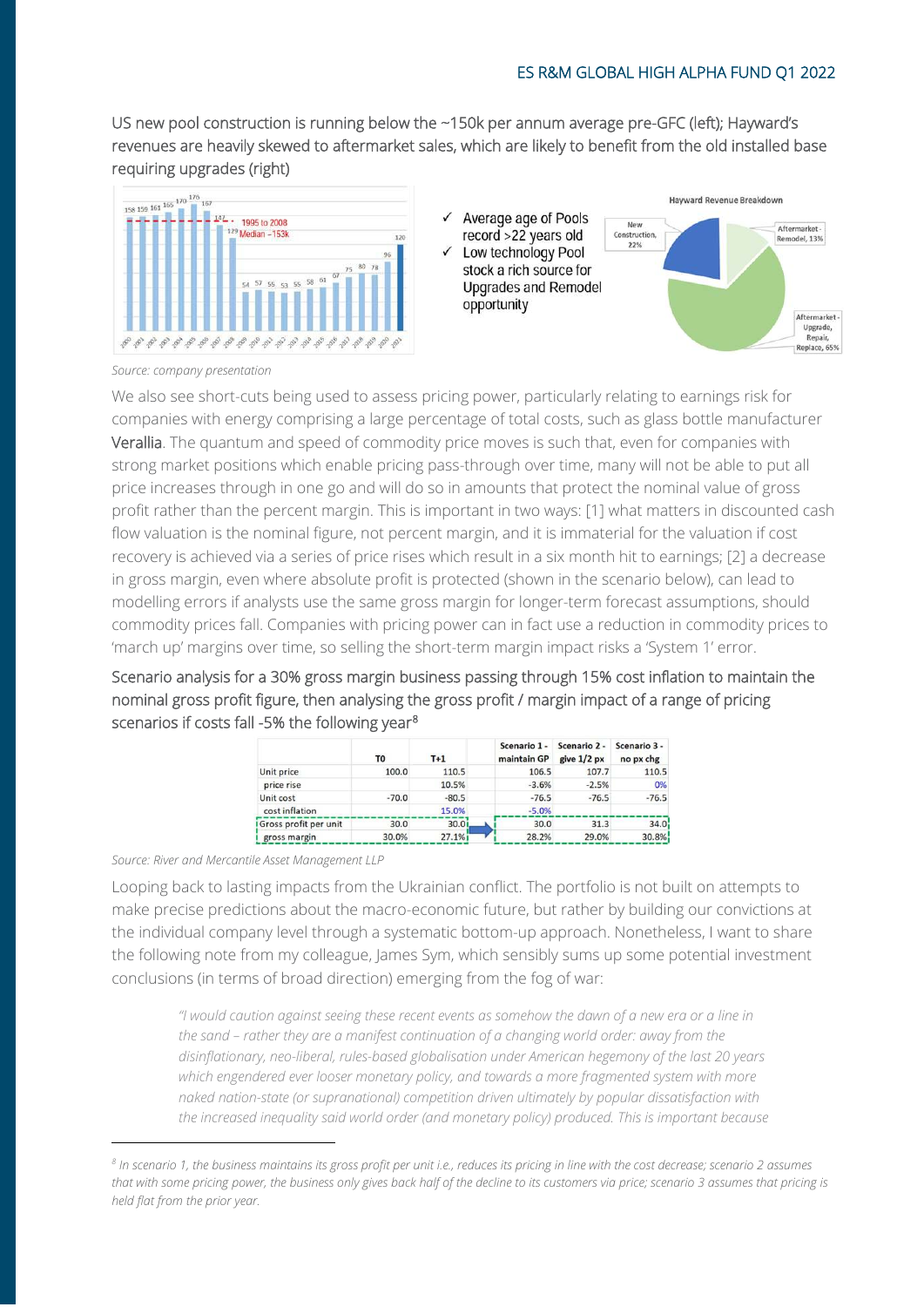US new pool construction is running below the ~150k per annum average pre-GFC (left); Hayward's revenues are heavily skewed to aftermarket sales, which are likely to benefit from the old installed base requiring upgrades (right)

Source: company presentation

We also see short-cuts being used to assess pricing power, particularly relating to earnings risk for companies with energy comprising a large percentage of total costs, such as glass bottle manufacturer **Verallia**. The quantum and speed of commodity price moves is such that, even for companies with strong market positions which enable pricing pass-through over time, many will not be able to put all price increases through in one go and will do so in amounts that protect the nominal value of gross profit rather than the percent margin. This is important in two ways: [1] what matters in discounted cash flow valuation is the nominal figure, not percent margin, and it is immaterial for the valuation if cost recovery is achieved via a series of price rises which result in a six month hit to earnings; [2] a decrease in gross margin, even where absolute profit is protected (shown in the scenario below), can lead to modelling errors if analysts use the same gross margin for longer-term forecast assumptions, should commodity prices fall. Companies with pricing power can in fact use a reduction in commodity prices to 'march up' margins over time, so selling the short-term margin impact risks a 'System 1' error.

Scenario analysis for a 30% gross margin business passing through 15% cost inflation to maintain the nominal gross profit figure, then analysing the gross profit / margin impact of a range of pricing scenarios if costs fall -5% the following year[8]

| | T0 | T+1 | Scenario 1 - maintain GP | Scenario 2 - give 1/2 px | Scenario 3 - no px chg |
|---|---|---|---|---|---|
| Unit price | 100.0 | 110.5 | 106.5 | 107.7 | 110.5 |
| price rise | | 10.5% | -3.6% | -2.5% | 0% |
| Unit cost | -70.0 | -80.5 | -76.5 | -76.5 | -76.5 |
| cost inflation | | 15.0% | -5.0% | | |
| Gross profit per unit | 30.0 | 30.0 | 30.0 | 31.3 | 34.0 |
| gross margin | 30.0% | 27.1% | 28.2% | 29.0% | 30.8% |

Source: River and Mercantile Asset Management LLP

Looping back to lasting impacts from the Ukrainian conflict. The portfolio is not built on attempts to make precise predictions about the macro-economic future, but rather by building our convictions at the individual company level through a systematic bottom-up approach. Nonetheless, I want to share the following note from my colleague, James Sym, which sensibly sums up some potential investment conclusions (in terms of broad direction) emerging from the fog of war:

> *"I would caution against seeing these recent events as somehow the dawn of a new era or a line in the sand – rather they are a manifest continuation of a changing world order: away from the disinflationary, neo-liberal, rules-based globalisation under American hegemony of the last 20 years which engendered ever looser monetary policy, and towards a more fragmented system with more naked nation-state (or supranational) competition driven ultimately by popular dissatisfaction with the increased inequality said world order (and monetary policy) produced. This is important because*

[8] *In scenario 1, the business maintains its gross profit per unit i.e., reduces its pricing in line with the cost decrease; scenario 2 assumes that with some pricing power, the business only gives back half of the decline to its customers via price; scenario 3 assumes that pricing is held flat from the prior year.*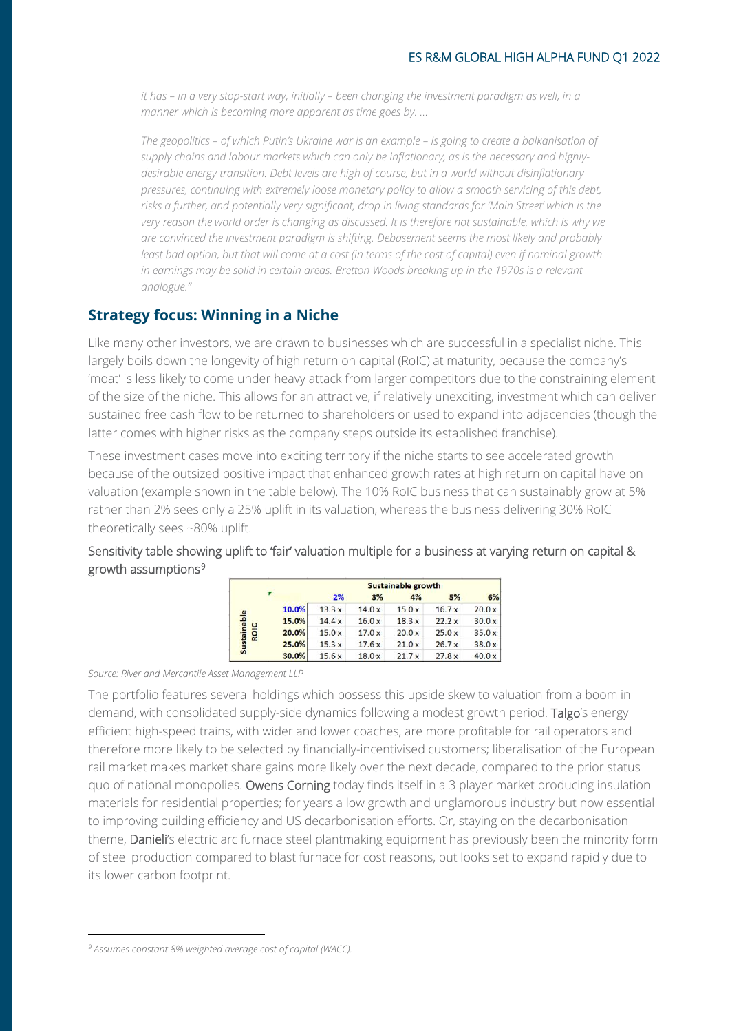*it has – in a very stop-start way, initially – been changing the investment paradigm as well, in a manner which is becoming more apparent as time goes by. …*

*The geopolitics – of which Putin's Ukraine war is an example – is going to create a balkanisation of supply chains and labour markets which can only be inflationary, as is the necessary and highly-desirable energy transition. Debt levels are high of course, but in a world without disinflationary pressures, continuing with extremely loose monetary policy to allow a smooth servicing of this debt, risks a further, and potentially very significant, drop in living standards for 'Main Street' which is the very reason the world order is changing as discussed. It is therefore not sustainable, which is why we are convinced the investment paradigm is shifting. Debasement seems the most likely and probably least bad option, but that will come at a cost (in terms of the cost of capital) even if nominal growth in earnings may be solid in certain areas. Bretton Woods breaking up in the 1970s is a relevant analogue."*

## Strategy focus: Winning in a Niche

Like many other investors, we are drawn to businesses which are successful in a specialist niche. This largely boils down the longevity of high return on capital (RoIC) at maturity, because the company's 'moat' is less likely to come under heavy attack from larger competitors due to the constraining element of the size of the niche. This allows for an attractive, if relatively unexciting, investment which can deliver sustained free cash flow to be returned to shareholders or used to expand into adjacencies (though the latter comes with higher risks as the company steps outside its established franchise).

These investment cases move into exciting territory if the niche starts to see accelerated growth because of the outsized positive impact that enhanced growth rates at high return on capital have on valuation (example shown in the table below). The 10% RoIC business that can sustainably grow at 5% rather than 2% sees only a 25% uplift in its valuation, whereas the business delivering 30% RoIC theoretically sees ~80% uplift.

Sensitivity table showing uplift to 'fair' valuation multiple for a business at varying return on capital & growth assumptions[9]

| | | Sustainable growth | | | | |
|---|---|---|---|---|---|---|
| | | 2% | 3% | 4% | 5% | 6% |
| Sustainable ROIC | 10.0% | 13.3 x | 14.0 x | 15.0 x | 16.7 x | 20.0 x |
| | 15.0% | 14.4 x | 16.0 x | 18.3 x | 22.2 x | 30.0 x |
| | 20.0% | 15.0 x | 17.0 x | 20.0 x | 25.0 x | 35.0 x |
| | 25.0% | 15.3 x | 17.6 x | 21.0 x | 26.7 x | 38.0 x |
| | 30.0% | 15.6 x | 18.0 x | 21.7 x | 27.8 x | 40.0 x |

*Source: River and Mercantile Asset Management LLP*

The portfolio features several holdings which possess this upside skew to valuation from a boom in demand, with consolidated supply-side dynamics following a modest growth period. Talgo's energy efficient high-speed trains, with wider and lower coaches, are more profitable for rail operators and therefore more likely to be selected by financially-incentivised customers; liberalisation of the European rail market makes market share gains more likely over the next decade, compared to the prior status quo of national monopolies. Owens Corning today finds itself in a 3 player market producing insulation materials for residential properties; for years a low growth and unglamorous industry but now essential to improving building efficiency and US decarbonisation efforts. Or, staying on the decarbonisation theme, Danieli's electric arc furnace steel plantmaking equipment has previously been the minority form of steel production compared to blast furnace for cost reasons, but looks set to expand rapidly due to its lower carbon footprint.

---

[9] *Assumes constant 8% weighted average cost of capital (WACC).*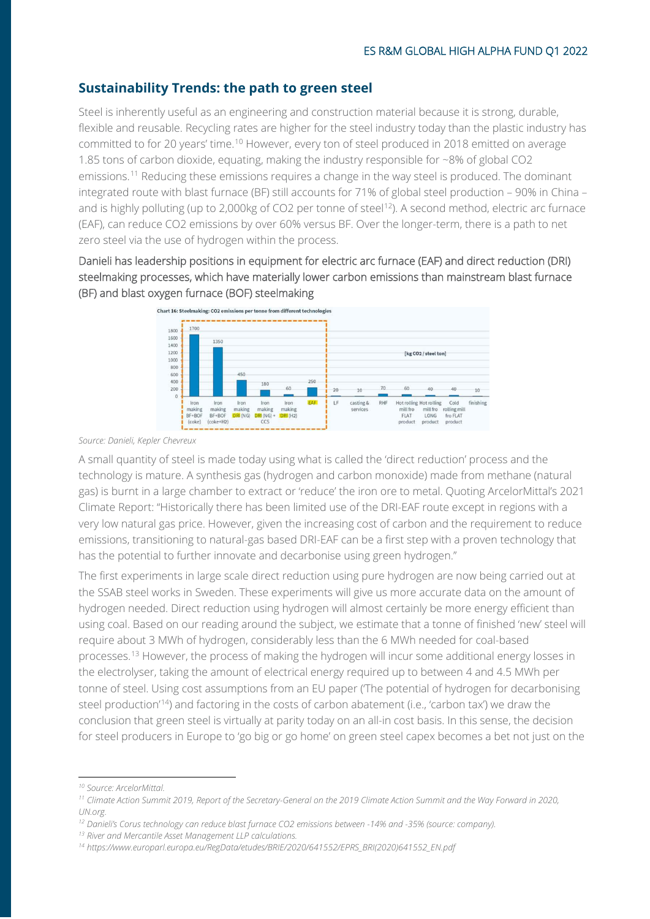## Sustainability Trends: the path to green steel

Steel is inherently useful as an engineering and construction material because it is strong, durable, flexible and reusable. Recycling rates are higher for the steel industry today than the plastic industry has committed to for 20 years' time.[10] However, every ton of steel produced in 2018 emitted on average 1.85 tons of carbon dioxide, equating, making the industry responsible for ~8% of global CO2 emissions.[11] Reducing these emissions requires a change in the way steel is produced. The dominant integrated route with blast furnace (BF) still accounts for 71% of global steel production – 90% in China – and is highly polluting (up to 2,000kg of CO2 per tonne of steel[12]). A second method, electric arc furnace (EAF), can reduce CO2 emissions by over 60% versus BF. Over the longer-term, there is a path to net zero steel via the use of hydrogen within the process.

Danieli has leadership positions in equipment for electric arc furnace (EAF) and direct reduction (DRI) steelmaking processes, which have materially lower carbon emissions than mainstream blast furnace (BF) and blast oxygen furnace (BOF) steelmaking

**Chart 16: Steelmaking: CO2 emissions per tonne from different technologies**

[kg CO2 / steel ton]

| Process | kg CO2 / steel ton |
|---|---|
| Iron making BF+BOF (coke) | 1700 |
| Iron making BF+BOF (coke+H2) | 1350 |
| Iron making DRI (NG) | 450 |
| Iron making DRI (NG) + CCS | 180 |
| Iron making DRI (H2) | 60 |
| EAF | 250 |
| LF | 20 |
| casting & services | 10 |
| RHF | 70 |
| Hot rolling mill fro FLAT product | 60 |
| Hot rolling mill fro LONG product | 40 |
| Cold rolling mill fro FLAT product | 40 |
| finishing | 10 |

*Source: Danieli, Kepler Chevreux*

A small quantity of steel is made today using what is called the 'direct reduction' process and the technology is mature. A synthesis gas (hydrogen and carbon monoxide) made from methane (natural gas) is burnt in a large chamber to extract or 'reduce' the iron ore to metal. Quoting ArcelorMittal's 2021 Climate Report: "Historically there has been limited use of the DRI-EAF route except in regions with a very low natural gas price. However, given the increasing cost of carbon and the requirement to reduce emissions, transitioning to natural-gas based DRI-EAF can be a first step with a proven technology that has the potential to further innovate and decarbonise using green hydrogen."

The first experiments in large scale direct reduction using pure hydrogen are now being carried out at the SSAB steel works in Sweden. These experiments will give us more accurate data on the amount of hydrogen needed. Direct reduction using hydrogen will almost certainly be more energy efficient than using coal. Based on our reading around the subject, we estimate that a tonne of finished 'new' steel will require about 3 MWh of hydrogen, considerably less than the 6 MWh needed for coal-based processes.[13] However, the process of making the hydrogen will incur some additional energy losses in the electrolyser, taking the amount of electrical energy required up to between 4 and 4.5 MWh per tonne of steel. Using cost assumptions from an EU paper ('The potential of hydrogen for decarbonising steel production'[14]) and factoring in the costs of carbon abatement (i.e., 'carbon tax') we draw the conclusion that green steel is virtually at parity today on an all-in cost basis. In this sense, the decision for steel producers in Europe to 'go big or go home' on green steel capex becomes a bet not just on the

---

*[10] Source: ArcelorMittal.*

*[11] Climate Action Summit 2019, Report of the Secretary-General on the 2019 Climate Action Summit and the Way Forward in 2020, UN.org.*

*[12] Danieli's Corus technology can reduce blast furnace CO2 emissions between -14% and -35% (source: company).*

*[13] River and Mercantile Asset Management LLP calculations.*

*[14] https://www.europarl.europa.eu/RegData/etudes/BRIE/2020/641552/EPRS_BRI(2020)641552_EN.pdf*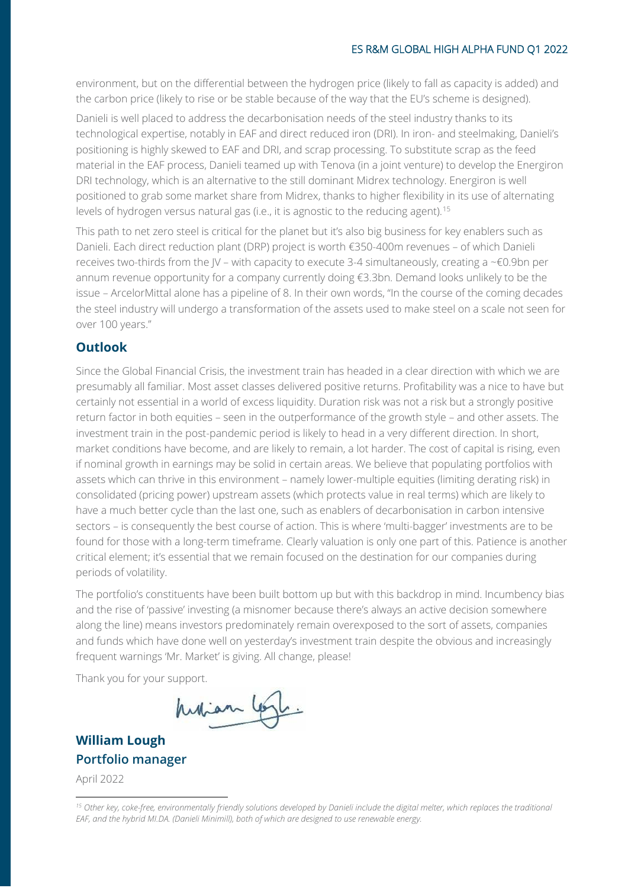environment, but on the differential between the hydrogen price (likely to fall as capacity is added) and the carbon price (likely to rise or be stable because of the way that the EU's scheme is designed).

Danieli is well placed to address the decarbonisation needs of the steel industry thanks to its technological expertise, notably in EAF and direct reduced iron (DRI). In iron- and steelmaking, Danieli's positioning is highly skewed to EAF and DRI, and scrap processing. To substitute scrap as the feed material in the EAF process, Danieli teamed up with Tenova (in a joint venture) to develop the Energiron DRI technology, which is an alternative to the still dominant Midrex technology. Energiron is well positioned to grab some market share from Midrex, thanks to higher flexibility in its use of alternating levels of hydrogen versus natural gas (i.e., it is agnostic to the reducing agent).[15]

This path to net zero steel is critical for the planet but it's also big business for key enablers such as Danieli. Each direct reduction plant (DRP) project is worth €350-400m revenues – of which Danieli receives two-thirds from the JV – with capacity to execute 3-4 simultaneously, creating a ~€0.9bn per annum revenue opportunity for a company currently doing €3.3bn. Demand looks unlikely to be the issue – ArcelorMittal alone has a pipeline of 8. In their own words, "In the course of the coming decades the steel industry will undergo a transformation of the assets used to make steel on a scale not seen for over 100 years."

## Outlook

Since the Global Financial Crisis, the investment train has headed in a clear direction with which we are presumably all familiar. Most asset classes delivered positive returns. Profitability was a nice to have but certainly not essential in a world of excess liquidity. Duration risk was not a risk but a strongly positive return factor in both equities – seen in the outperformance of the growth style – and other assets. The investment train in the post-pandemic period is likely to head in a very different direction. In short, market conditions have become, and are likely to remain, a lot harder. The cost of capital is rising, even if nominal growth in earnings may be solid in certain areas. We believe that populating portfolios with assets which can thrive in this environment – namely lower-multiple equities (limiting derating risk) in consolidated (pricing power) upstream assets (which protects value in real terms) which are likely to have a much better cycle than the last one, such as enablers of decarbonisation in carbon intensive sectors – is consequently the best course of action. This is where 'multi-bagger' investments are to be found for those with a long-term timeframe. Clearly valuation is only one part of this. Patience is another critical element; it's essential that we remain focused on the destination for our companies during periods of volatility.

The portfolio's constituents have been built bottom up but with this backdrop in mind. Incumbency bias and the rise of 'passive' investing (a misnomer because there's always an active decision somewhere along the line) means investors predominately remain overexposed to the sort of assets, companies and funds which have done well on yesterday's investment train despite the obvious and increasingly frequent warnings 'Mr. Market' is giving. All change, please!

Thank you for your support.

**William Lough**
**Portfolio manager**

April 2022

---

*[15] Other key, coke-free, environmentally friendly solutions developed by Danieli include the digital melter, which replaces the traditional EAF, and the hybrid MI.DA. (Danieli Minimill), both of which are designed to use renewable energy.*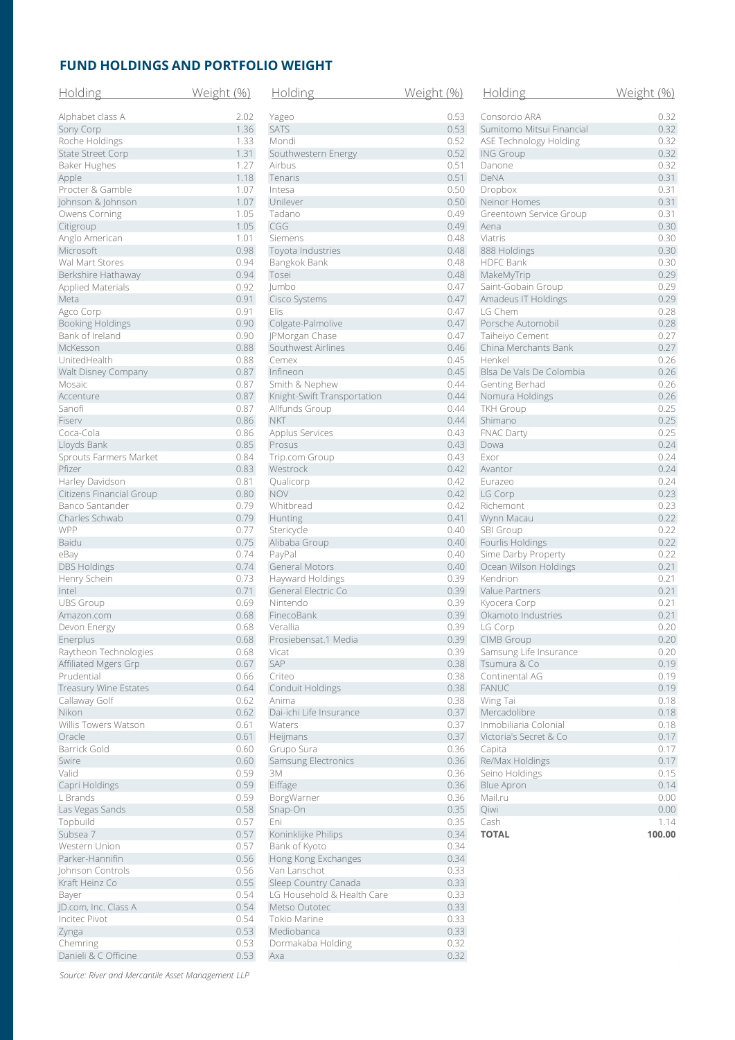## FUND HOLDINGS AND PORTFOLIO WEIGHT

| Holding | Weight (%) |
|---|---|
| Alphabet class A | 2.02 |
| Sony Corp | 1.36 |
| Roche Holdings | 1.33 |
| State Street Corp | 1.31 |
| Baker Hughes | 1.27 |
| Apple | 1.18 |
| Procter & Gamble | 1.07 |
| Johnson & Johnson | 1.07 |
| Owens Corning | 1.05 |
| Citigroup | 1.05 |
| Anglo American | 1.01 |
| Microsoft | 0.98 |
| Wal Mart Stores | 0.94 |
| Berkshire Hathaway | 0.94 |
| Applied Materials | 0.92 |
| Meta | 0.91 |
| Agco Corp | 0.91 |
| Booking Holdings | 0.90 |
| Bank of Ireland | 0.90 |
| McKesson | 0.88 |
| UnitedHealth | 0.88 |
| Walt Disney Company | 0.87 |
| Mosaic | 0.87 |
| Accenture | 0.87 |
| Sanofi | 0.87 |
| Fiserv | 0.86 |
| Coca-Cola | 0.86 |
| Lloyds Bank | 0.85 |
| Sprouts Farmers Market | 0.84 |
| Pfizer | 0.83 |
| Harley Davidson | 0.81 |
| Citizens Financial Group | 0.80 |
| Banco Santander | 0.79 |
| Charles Schwab | 0.79 |
| WPP | 0.77 |
| Baidu | 0.75 |
| eBay | 0.74 |
| DBS Holdings | 0.74 |
| Henry Schein | 0.73 |
| Intel | 0.71 |
| UBS Group | 0.69 |
| Amazon.com | 0.68 |
| Devon Energy | 0.68 |
| Enerplus | 0.68 |
| Raytheon Technologies | 0.68 |
| Affiliated Mgers Grp | 0.67 |
| Prudential | 0.66 |
| Treasury Wine Estates | 0.64 |
| Callaway Golf | 0.62 |
| Nikon | 0.62 |
| Willis Towers Watson | 0.61 |
| Oracle | 0.61 |
| Barrick Gold | 0.60 |
| Swire | 0.60 |
| Valid | 0.59 |
| Capri Holdings | 0.59 |
| L Brands | 0.59 |
| Las Vegas Sands | 0.58 |
| Topbuild | 0.57 |
| Subsea 7 | 0.57 |
| Western Union | 0.57 |
| Parker-Hannifin | 0.56 |
| Johnson Controls | 0.56 |
| Kraft Heinz Co | 0.55 |
| Bayer | 0.54 |
| JD.com, Inc. Class A | 0.54 |
| Incitec Pivot | 0.54 |
| Zynga | 0.53 |
| Chemring | 0.53 |
| Danieli & C Officine | 0.53 |
| Yageo | 0.53 |
| SATS | 0.53 |
| Mondi | 0.52 |
| Southwestern Energy | 0.52 |
| Airbus | 0.51 |
| Tenaris | 0.51 |
| Intesa | 0.50 |
| Unilever | 0.50 |
| Tadano | 0.49 |
| CGG | 0.49 |
| Siemens | 0.48 |
| Toyota Industries | 0.48 |
| Bangkok Bank | 0.48 |
| Tosei | 0.48 |
| Jumbo | 0.47 |
| Cisco Systems | 0.47 |
| Elis | 0.47 |
| Colgate-Palmolive | 0.47 |
| JPMorgan Chase | 0.47 |
| Southwest Airlines | 0.46 |
| Cemex | 0.45 |
| Infineon | 0.45 |
| Smith & Nephew | 0.44 |
| Knight-Swift Transportation | 0.44 |
| Allfunds Group | 0.44 |
| NKT | 0.44 |
| Applus Services | 0.43 |
| Prosus | 0.43 |
| Trip.com Group | 0.43 |
| Westrock | 0.42 |
| Qualicorp | 0.42 |
| NOV | 0.42 |
| Whitbread | 0.42 |
| Hunting | 0.41 |
| Stericycle | 0.40 |
| Alibaba Group | 0.40 |
| PayPal | 0.40 |
| General Motors | 0.40 |
| Hayward Holdings | 0.39 |
| General Electric Co | 0.39 |
| Nintendo | 0.39 |
| FinecoBank | 0.39 |
| Verallia | 0.39 |
| Prosiebensat.1 Media | 0.39 |
| Vicat | 0.39 |
| SAP | 0.38 |
| Criteo | 0.38 |
| Conduit Holdings | 0.38 |
| Anima | 0.38 |
| Dai-ichi Life Insurance | 0.37 |
| Waters | 0.37 |
| Heijmans | 0.37 |
| Grupo Sura | 0.36 |
| Samsung Electronics | 0.36 |
| 3M | 0.36 |
| Eiffage | 0.36 |
| BorgWarner | 0.36 |
| Snap-On | 0.35 |
| Eni | 0.35 |
| Koninklijke Philips | 0.34 |
| Bank of Kyoto | 0.34 |
| Hong Kong Exchanges | 0.34 |
| Van Lanschot | 0.33 |
| Sleep Country Canada | 0.33 |
| LG Household & Health Care | 0.33 |
| Metso Outotec | 0.33 |
| Tokio Marine | 0.33 |
| Mediobanca | 0.33 |
| Dormakaba Holding | 0.32 |
| Axa | 0.32 |
| Consorcio ARA | 0.32 |
| Sumitomo Mitsui Financial | 0.32 |
| ASE Technology Holding | 0.32 |
| ING Group | 0.32 |
| Danone | 0.32 |
| DeNA | 0.31 |
| Dropbox | 0.31 |
| Neinor Homes | 0.31 |
| Greentown Service Group | 0.31 |
| Aena | 0.30 |
| Viatris | 0.30 |
| 888 Holdings | 0.30 |
| HDFC Bank | 0.30 |
| MakeMyTrip | 0.29 |
| Saint-Gobain Group | 0.29 |
| Amadeus IT Holdings | 0.29 |
| LG Chem | 0.28 |
| Porsche Automobil | 0.28 |
| Taiheiyo Cement | 0.27 |
| China Merchants Bank | 0.27 |
| Henkel | 0.26 |
| Blsa De Vals De Colombia | 0.26 |
| Genting Berhad | 0.26 |
| Nomura Holdings | 0.26 |
| TKH Group | 0.25 |
| Shimano | 0.25 |
| FNAC Darty | 0.25 |
| Dowa | 0.24 |
| Exor | 0.24 |
| Avantor | 0.24 |
| Eurazeo | 0.24 |
| LG Corp | 0.23 |
| Richemont | 0.23 |
| Wynn Macau | 0.22 |
| SBI Group | 0.22 |
| Fourlis Holdings | 0.22 |
| Sime Darby Property | 0.22 |
| Ocean Wilson Holdings | 0.21 |
| Kendrion | 0.21 |
| Value Partners | 0.21 |
| Kyocera Corp | 0.21 |
| Okamoto Industries | 0.21 |
| LG Corp | 0.20 |
| CIMB Group | 0.20 |
| Samsung Life Insurance | 0.20 |
| Tsumura & Co | 0.19 |
| Continental AG | 0.19 |
| FANUC | 0.19 |
| Wing Tai | 0.18 |
| Mercadolibre | 0.18 |
| Inmobiliaria Colonial | 0.18 |
| Victoria's Secret & Co | 0.17 |
| Capita | 0.17 |
| Re/Max Holdings | 0.17 |
| Seino Holdings | 0.15 |
| Blue Apron | 0.14 |
| Mail.ru | 0.00 |
| Qiwi | 0.00 |
| Cash | 1.14 |
| **TOTAL** | **100.00** |

*Source: River and Mercantile Asset Management LLP*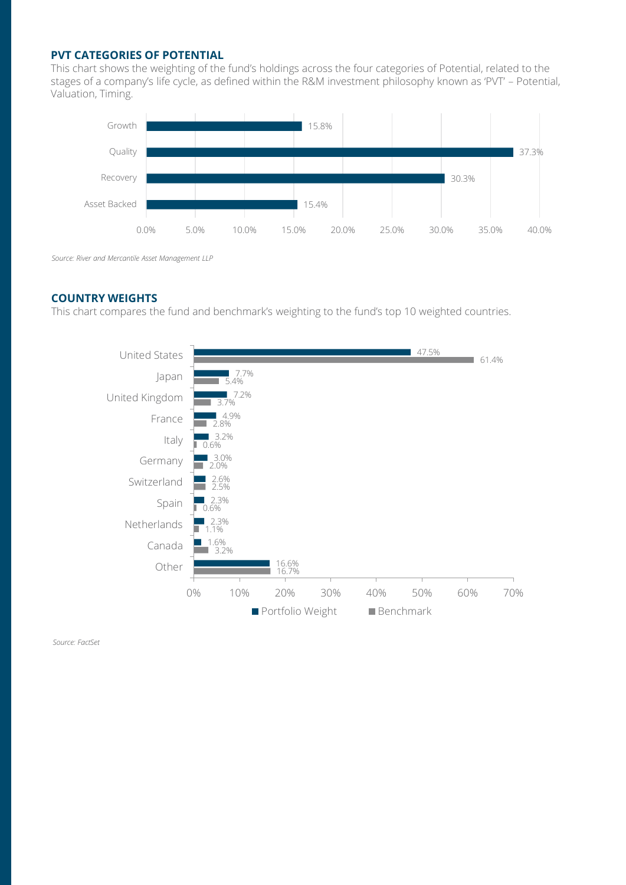## PVT CATEGORIES OF POTENTIAL

This chart shows the weighting of the fund's holdings across the four categories of Potential, related to the stages of a company's life cycle, as defined within the R&M investment philosophy known as 'PVT' – Potential, Valuation, Timing.

| Category | Weight |
|---|---|
| Growth | 15.8% |
| Quality | 37.3% |
| Recovery | 30.3% |
| Asset Backed | 15.4% |

*Source: River and Mercantile Asset Management LLP*

## COUNTRY WEIGHTS

This chart compares the fund and benchmark's weighting to the fund's top 10 weighted countries.

| Country | Portfolio Weight | Benchmark |
|---|---|---|
| United States | 47.5% | 61.4% |
| Japan | 7.7% | 5.4% |
| United Kingdom | 7.2% | 3.7% |
| France | 4.9% | 2.8% |
| Italy | 3.2% | 0.6% |
| Germany | 3.0% | 2.0% |
| Switzerland | 2.6% | 2.5% |
| Spain | 2.3% | 0.6% |
| Netherlands | 2.3% | 1.1% |
| Canada | 1.6% | 3.2% |
| Other | 16.6% | 16.7% |

*Source: FactSet*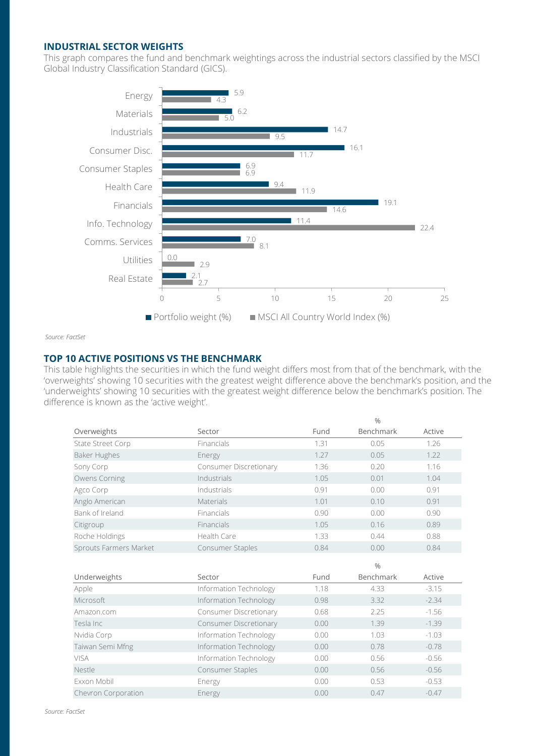## INDUSTRIAL SECTOR WEIGHTS

This graph compares the fund and benchmark weightings across the industrial sectors classified by the MSCI Global Industry Classification Standard (GICS).

| Sector | Portfolio weight (%) | MSCI All Country World Index (%) |
|---|---|---|
| Energy | 5.9 | 4.3 |
| Materials | 6.2 | 5.0 |
| Industrials | 14.7 | 9.5 |
| Consumer Disc. | 16.1 | 11.7 |
| Consumer Staples | 6.9 | 6.9 |
| Health Care | 9.4 | 11.9 |
| Financials | 19.1 | 14.6 |
| Info. Technology | 11.4 | 22.4 |
| Comms. Services | 7.0 | 8.1 |
| Utilities | 0.0 | 2.9 |
| Real Estate | 2.1 | 2.7 |

*Source: FactSet*

## TOP 10 ACTIVE POSITIONS VS THE BENCHMARK

This table highlights the securities in which the fund weight differs most from that of the benchmark, with the 'overweights' showing 10 securities with the greatest weight difference above the benchmark's position, and the 'underweights' showing 10 securities with the greatest weight difference below the benchmark's position. The difference is known as the 'active weight'.

| | | | % | |
|---|---|---|---|---|
| Overweights | Sector | Fund | Benchmark | Active |
| State Street Corp | Financials | 1.31 | 0.05 | 1.26 |
| Baker Hughes | Energy | 1.27 | 0.05 | 1.22 |
| Sony Corp | Consumer Discretionary | 1.36 | 0.20 | 1.16 |
| Owens Corning | Industrials | 1.05 | 0.01 | 1.04 |
| Agco Corp | Industrials | 0.91 | 0.00 | 0.91 |
| Anglo American | Materials | 1.01 | 0.10 | 0.91 |
| Bank of Ireland | Financials | 0.90 | 0.00 | 0.90 |
| Citigroup | Financials | 1.05 | 0.16 | 0.89 |
| Roche Holdings | Health Care | 1.33 | 0.44 | 0.88 |
| Sprouts Farmers Market | Consumer Staples | 0.84 | 0.00 | 0.84 |

| | | | % | |
|---|---|---|---|---|
| Underweights | Sector | Fund | Benchmark | Active |
| Apple | Information Technology | 1.18 | 4.33 | -3.15 |
| Microsoft | Information Technology | 0.98 | 3.32 | -2.34 |
| Amazon.com | Consumer Discretionary | 0.68 | 2.25 | -1.56 |
| Tesla Inc | Consumer Discretionary | 0.00 | 1.39 | -1.39 |
| Nvidia Corp | Information Technology | 0.00 | 1.03 | -1.03 |
| Taiwan Semi Mfng | Information Technology | 0.00 | 0.78 | -0.78 |
| VISA | Information Technology | 0.00 | 0.56 | -0.56 |
| Nestle | Consumer Staples | 0.00 | 0.56 | -0.56 |
| Exxon Mobil | Energy | 0.00 | 0.53 | -0.53 |
| Chevron Corporation | Energy | 0.00 | 0.47 | -0.47 |

*Source: FactSet*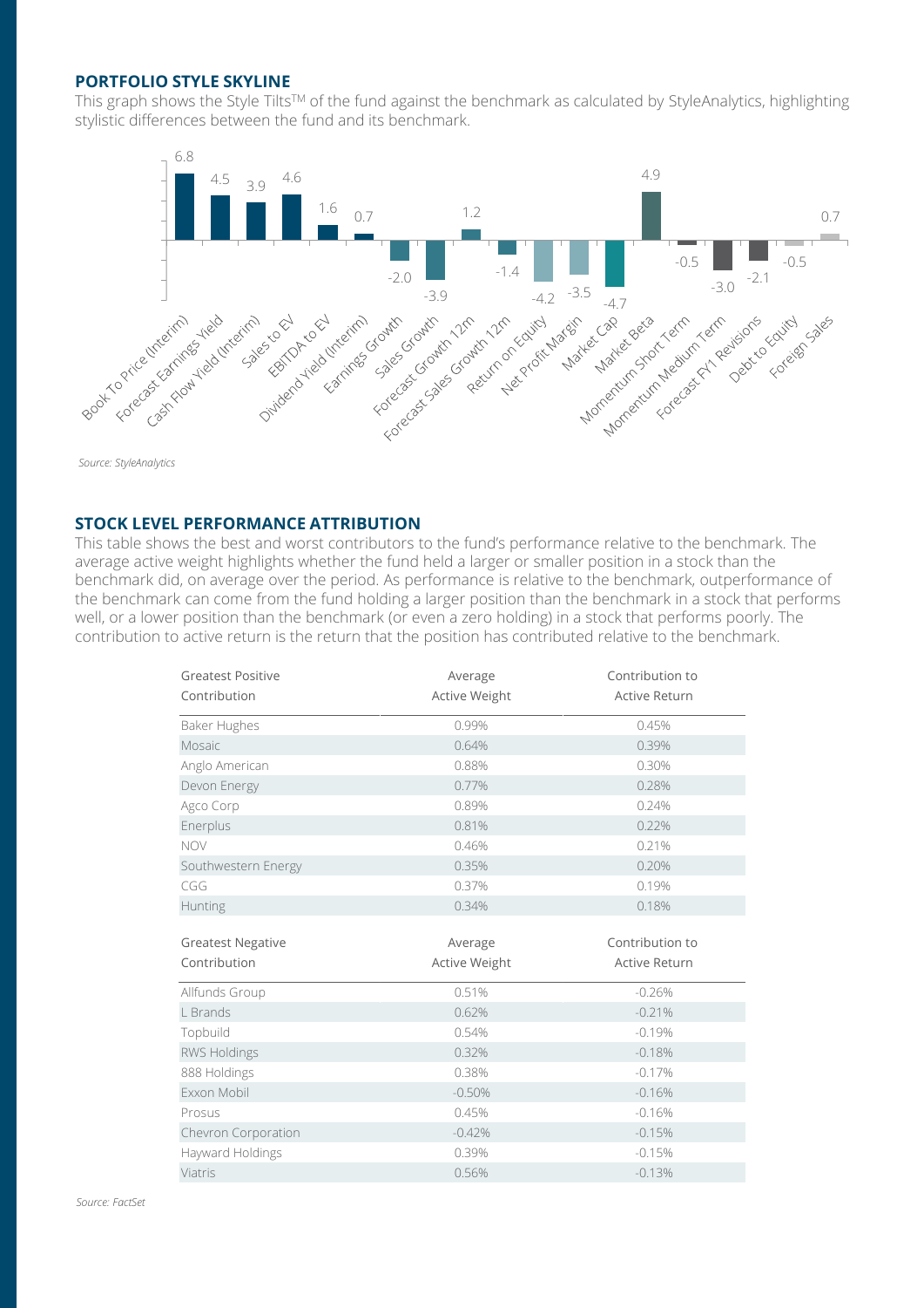## PORTFOLIO STYLE SKYLINE

This graph shows the Style Tilts™ of the fund against the benchmark as calculated by StyleAnalytics, highlighting stylistic differences between the fund and its benchmark.

| Style | Tilt |
|---|---|
| Book To Price (Interim) | 6.8 |
| Forecast Earnings Yield | 4.5 |
| Cash Flow Yield (Interim) | 3.9 |
| Sales to EV | 4.6 |
| EBITDA to EV | 1.6 |
| Dividend Yield (Interim) | 0.7 |
| Earnings Growth | -2.0 |
| Sales Growth | -3.9 |
| Forecast Growth 12m | 1.2 |
| Forecast Sales Growth 12m | -1.4 |
| Return on Equity | -4.2 |
| Net Profit Margin | -3.5 |
| Market Cap | -4.7 |
| Market Beta | 4.9 |
| Momentum Short Term | -0.5 |
| Momentum Medium Term | -3.0 |
| Forecast FY1 Revisions | -2.1 |
| Debt to Equity | -0.5 |
| Foreign Sales | 0.7 |

*Source: StyleAnalytics*

## STOCK LEVEL PERFORMANCE ATTRIBUTION

This table shows the best and worst contributors to the fund's performance relative to the benchmark. The average active weight highlights whether the fund held a larger or smaller position in a stock than the benchmark did, on average over the period. As performance is relative to the benchmark, outperformance of the benchmark can come from the fund holding a larger position than the benchmark in a stock that performs well, or a lower position than the benchmark (or even a zero holding) in a stock that performs poorly. The contribution to active return is the return that the position has contributed relative to the benchmark.

| Greatest Positive Contribution | Average Active Weight | Contribution to Active Return |
|---|---|---|
| Baker Hughes | 0.99% | 0.45% |
| Mosaic | 0.64% | 0.39% |
| Anglo American | 0.88% | 0.30% |
| Devon Energy | 0.77% | 0.28% |
| Agco Corp | 0.89% | 0.24% |
| Enerplus | 0.81% | 0.22% |
| NOV | 0.46% | 0.21% |
| Southwestern Energy | 0.35% | 0.20% |
| CGG | 0.37% | 0.19% |
| Hunting | 0.34% | 0.18% |

| Greatest Negative Contribution | Average Active Weight | Contribution to Active Return |
|---|---|---|
| Allfunds Group | 0.51% | -0.26% |
| L Brands | 0.62% | -0.21% |
| Topbuild | 0.54% | -0.19% |
| RWS Holdings | 0.32% | -0.18% |
| 888 Holdings | 0.38% | -0.17% |
| Exxon Mobil | -0.50% | -0.16% |
| Prosus | 0.45% | -0.16% |
| Chevron Corporation | -0.42% | -0.15% |
| Hayward Holdings | 0.39% | -0.15% |
| Viatris | 0.56% | -0.13% |

*Source: FactSet*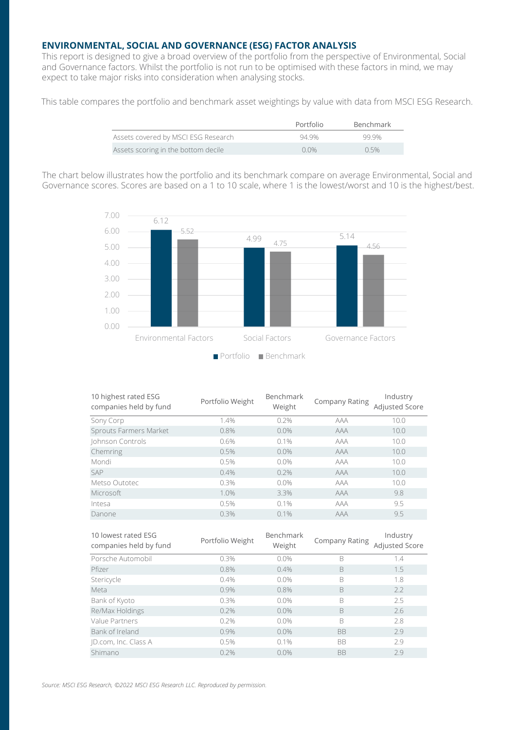## ENVIRONMENTAL, SOCIAL AND GOVERNANCE (ESG) FACTOR ANALYSIS

This report is designed to give a broad overview of the portfolio from the perspective of Environmental, Social and Governance factors. Whilst the portfolio is not run to be optimised with these factors in mind, we may expect to take major risks into consideration when analysing stocks.

This table compares the portfolio and benchmark asset weightings by value with data from MSCI ESG Research.

| | Portfolio | Benchmark |
|---|---|---|
| Assets covered by MSCI ESG Research | 94.9% | 99.9% |
| Assets scoring in the bottom decile | 0.0% | 0.5% |

The chart below illustrates how the portfolio and its benchmark compare on average Environmental, Social and Governance scores. Scores are based on a 1 to 10 scale, where 1 is the lowest/worst and 10 is the highest/best.

| | Portfolio | Benchmark |
|---|---|---|
| Environmental Factors | 6.12 | 5.52 |
| Social Factors | 4.99 | 4.75 |
| Governance Factors | 5.14 | 4.56 |

| 10 highest rated ESG companies held by fund | Portfolio Weight | Benchmark Weight | Company Rating | Industry Adjusted Score |
|---|---|---|---|---|
| Sony Corp | 1.4% | 0.2% | AAA | 10.0 |
| Sprouts Farmers Market | 0.8% | 0.0% | AAA | 10.0 |
| Johnson Controls | 0.6% | 0.1% | AAA | 10.0 |
| Chemring | 0.5% | 0.0% | AAA | 10.0 |
| Mondi | 0.5% | 0.0% | AAA | 10.0 |
| SAP | 0.4% | 0.2% | AAA | 10.0 |
| Metso Outotec | 0.3% | 0.0% | AAA | 10.0 |
| Microsoft | 1.0% | 3.3% | AAA | 9.8 |
| Intesa | 0.5% | 0.1% | AAA | 9.5 |
| Danone | 0.3% | 0.1% | AAA | 9.5 |

| 10 lowest rated ESG companies held by fund | Portfolio Weight | Benchmark Weight | Company Rating | Industry Adjusted Score |
|---|---|---|---|---|
| Porsche Automobil | 0.3% | 0.0% | B | 1.4 |
| Pfizer | 0.8% | 0.4% | B | 1.5 |
| Stericycle | 0.4% | 0.0% | B | 1.8 |
| Meta | 0.9% | 0.8% | B | 2.2 |
| Bank of Kyoto | 0.3% | 0.0% | B | 2.5 |
| Re/Max Holdings | 0.2% | 0.0% | B | 2.6 |
| Value Partners | 0.2% | 0.0% | B | 2.8 |
| Bank of Ireland | 0.9% | 0.0% | BB | 2.9 |
| JD.com, Inc. Class A | 0.5% | 0.1% | BB | 2.9 |
| Shimano | 0.2% | 0.0% | BB | 2.9 |

*Source: MSCI ESG Research, ©2022 MSCI ESG Research LLC. Reproduced by permission.*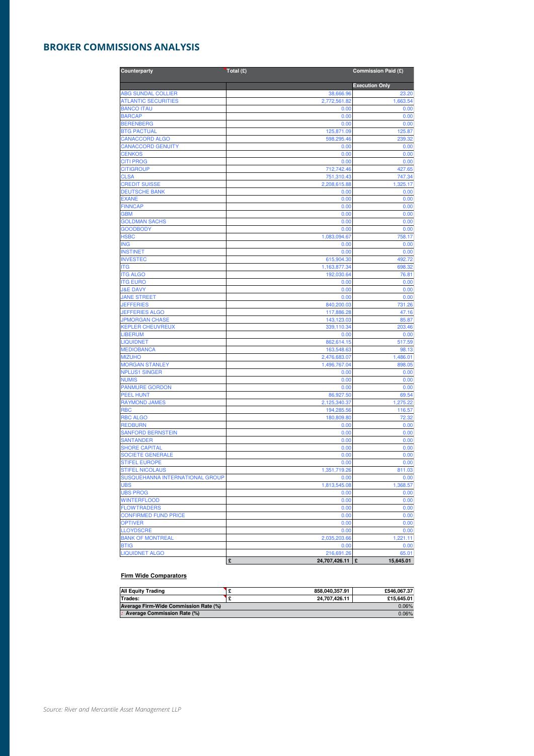## BROKER COMMISSIONS ANALYSIS

| Counterparty | Total (£) | Commission Paid (£) |
|---|---|---|
| | | Execution Only |
| ABG SUNDAL COLLIER | 38,666.96 | 23.20 |
| ATLANTIC SECURITIES | 2,772,561.82 | 1,663.54 |
| BANCO ITAU | 0.00 | 0.00 |
| BARCAP | 0.00 | 0.00 |
| BERENBERG | 0.00 | 0.00 |
| BTG PACTUAL | 125,871.09 | 125.87 |
| CANACCORD ALGO | 598,295.46 | 239.32 |
| CANACCORD GENUITY | 0.00 | 0.00 |
| CENKOS | 0.00 | 0.00 |
| CITI PROG | 0.00 | 0.00 |
| CITIGROUP | 712,742.46 | 427.65 |
| CLSA | 751,310.43 | 747.34 |
| CREDIT SUISSE | 2,208,615.88 | 1,325.17 |
| DEUTSCHE BANK | 0.00 | 0.00 |
| EXANE | 0.00 | 0.00 |
| FINNCAP | 0.00 | 0.00 |
| GBM | 0.00 | 0.00 |
| GOLDMAN SACHS | 0.00 | 0.00 |
| GOODBODY | 0.00 | 0.00 |
| HSBC | 1,083,094.67 | 758.17 |
| ING | 0.00 | 0.00 |
| INSTINET | 0.00 | 0.00 |
| INVESTEC | 615,904.30 | 492.72 |
| ITG | 1,163,877.34 | 698.32 |
| ITG ALGO | 192,030.64 | 76.81 |
| ITG EURO | 0.00 | 0.00 |
| J&E DAVY | 0.00 | 0.00 |
| JANE STREET | 0.00 | 0.00 |
| JEFFERIES | 840,200.03 | 731.26 |
| JEFFERIES ALGO | 117,886.28 | 47.16 |
| JPMORGAN CHASE | 143,123.03 | 85.87 |
| KEPLER CHEUVREUX | 339,110.34 | 203.46 |
| LIBERUM | 0.00 | 0.00 |
| LIQUIDNET | 862,614.15 | 517.59 |
| MEDIOBANCA | 163,548.63 | 98.13 |
| MIZUHO | 2,476,683.07 | 1,486.01 |
| MORGAN STANLEY | 1,496,767.04 | 898.05 |
| NPLUS1 SINGER | 0.00 | 0.00 |
| NUMIS | 0.00 | 0.00 |
| PANMURE GORDON | 0.00 | 0.00 |
| PEEL HUNT | 86,927.50 | 69.54 |
| RAYMOND JAMES | 2,125,340.37 | 1,275.22 |
| RBC | 194,285.56 | 116.57 |
| RBC ALGO | 180,809.80 | 72.32 |
| REDBURN | 0.00 | 0.00 |
| SANFORD BERNSTEIN | 0.00 | 0.00 |
| SANTANDER | 0.00 | 0.00 |
| SHORE CAPITAL | 0.00 | 0.00 |
| SOCIETE GENERALE | 0.00 | 0.00 |
| STIFEL EUROPE | 0.00 | 0.00 |
| STIFEL NICOLAUS | 1,351,719.26 | 811.03 |
| SUSQUEHANNA INTERNATIONAL GROUP | 0.00 | 0.00 |
| UBS | 1,813,545.08 | 1,368.57 |
| UBS PROG | 0.00 | 0.00 |
| WINTERFLOOD | 0.00 | 0.00 |
| FLOWTRADERS | 0.00 | 0.00 |
| CONFIRMED FUND PRICE | 0.00 | 0.00 |
| OPTIVER | 0.00 | 0.00 |
| LLOYDSCRE | 0.00 | 0.00 |
| BANK OF MONTREAL | 2,035,203.66 | 1,221.11 |
| BTIG | 0.00 | 0.00 |
| LIQUIDNET ALGO | 216,691.26 | 65.01 |
| | £ 24,707,426.11 | £ 15,645.01 |

**Firm Wide Comparators**

| | | | |
|---|---|---|---|
| **All Equity Trading** | **£** | **858,040,357.91** | **£546,067.37** |
| **Trades:** | **£** | **24,707,426.11** | **£15,645.01** |
| **Average Firm-Wide Commission Rate (%)** | | | 0.06% |
| **: Average Commission Rate (%)** | | | 0.06% |

*Source: River and Mercantile Asset Management LLP*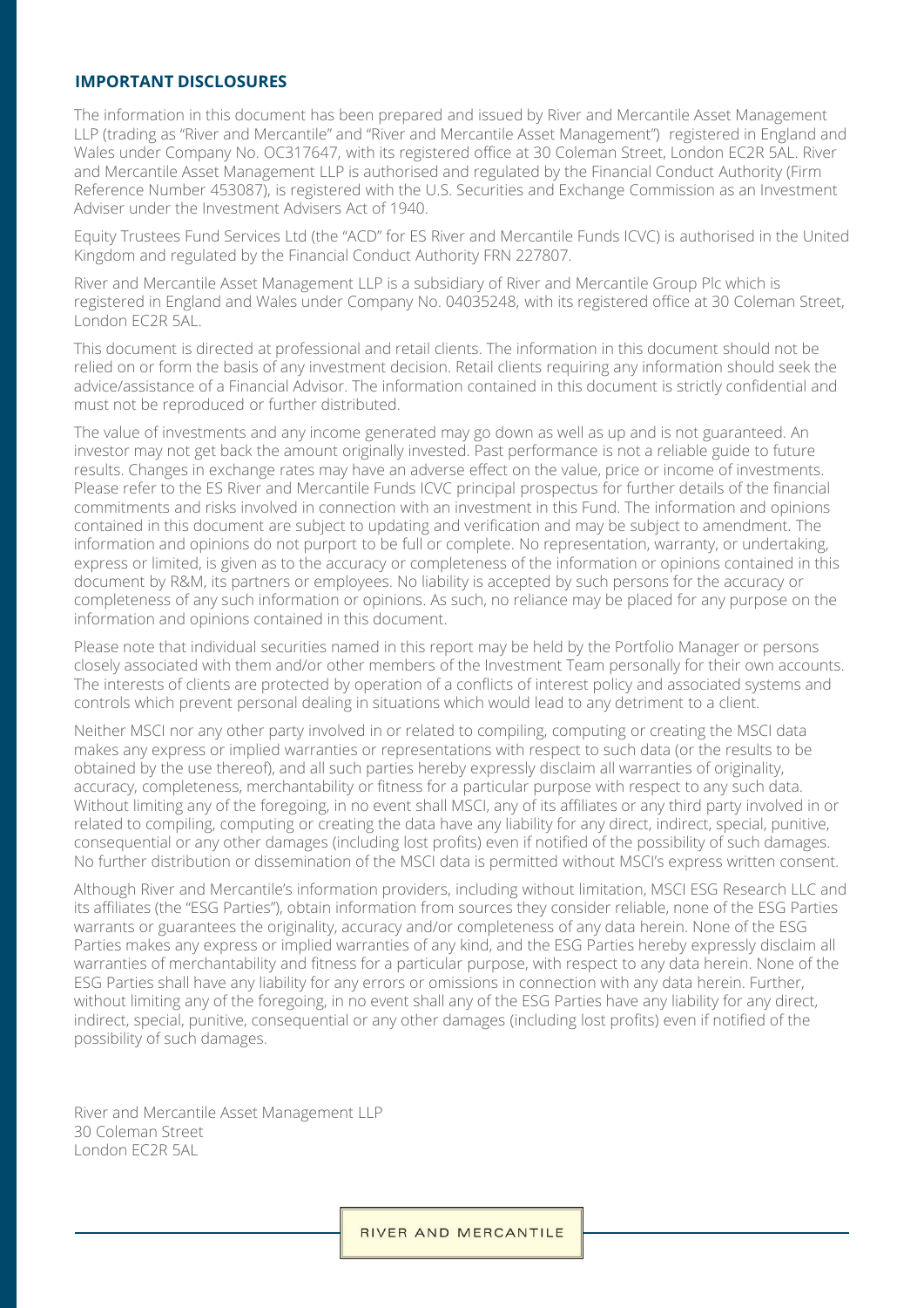## IMPORTANT DISCLOSURES

The information in this document has been prepared and issued by River and Mercantile Asset Management LLP (trading as "River and Mercantile" and "River and Mercantile Asset Management") registered in England and Wales under Company No. OC317647, with its registered office at 30 Coleman Street, London EC2R 5AL. River and Mercantile Asset Management LLP is authorised and regulated by the Financial Conduct Authority (Firm Reference Number 453087), is registered with the U.S. Securities and Exchange Commission as an Investment Adviser under the Investment Advisers Act of 1940.

Equity Trustees Fund Services Ltd (the "ACD" for ES River and Mercantile Funds ICVC) is authorised in the United Kingdom and regulated by the Financial Conduct Authority FRN 227807.

River and Mercantile Asset Management LLP is a subsidiary of River and Mercantile Group Plc which is registered in England and Wales under Company No. 04035248, with its registered office at 30 Coleman Street, London EC2R 5AL.

This document is directed at professional and retail clients. The information in this document should not be relied on or form the basis of any investment decision. Retail clients requiring any information should seek the advice/assistance of a Financial Advisor. The information contained in this document is strictly confidential and must not be reproduced or further distributed.

The value of investments and any income generated may go down as well as up and is not guaranteed. An investor may not get back the amount originally invested. Past performance is not a reliable guide to future results. Changes in exchange rates may have an adverse effect on the value, price or income of investments. Please refer to the ES River and Mercantile Funds ICVC principal prospectus for further details of the financial commitments and risks involved in connection with an investment in this Fund. The information and opinions contained in this document are subject to updating and verification and may be subject to amendment. The information and opinions do not purport to be full or complete. No representation, warranty, or undertaking, express or limited, is given as to the accuracy or completeness of the information or opinions contained in this document by R&M, its partners or employees. No liability is accepted by such persons for the accuracy or completeness of any such information or opinions. As such, no reliance may be placed for any purpose on the information and opinions contained in this document.

Please note that individual securities named in this report may be held by the Portfolio Manager or persons closely associated with them and/or other members of the Investment Team personally for their own accounts. The interests of clients are protected by operation of a conflicts of interest policy and associated systems and controls which prevent personal dealing in situations which would lead to any detriment to a client.

Neither MSCI nor any other party involved in or related to compiling, computing or creating the MSCI data makes any express or implied warranties or representations with respect to such data (or the results to be obtained by the use thereof), and all such parties hereby expressly disclaim all warranties of originality, accuracy, completeness, merchantability or fitness for a particular purpose with respect to any such data. Without limiting any of the foregoing, in no event shall MSCI, any of its affiliates or any third party involved in or related to compiling, computing or creating the data have any liability for any direct, indirect, special, punitive, consequential or any other damages (including lost profits) even if notified of the possibility of such damages. No further distribution or dissemination of the MSCI data is permitted without MSCI's express written consent.

Although River and Mercantile's information providers, including without limitation, MSCI ESG Research LLC and its affiliates (the "ESG Parties"), obtain information from sources they consider reliable, none of the ESG Parties warrants or guarantees the originality, accuracy and/or completeness of any data herein. None of the ESG Parties makes any express or implied warranties of any kind, and the ESG Parties hereby expressly disclaim all warranties of merchantability and fitness for a particular purpose, with respect to any data herein. None of the ESG Parties shall have any liability for any errors or omissions in connection with any data herein. Further, without limiting any of the foregoing, in no event shall any of the ESG Parties have any liability for any direct, indirect, special, punitive, consequential or any other damages (including lost profits) even if notified of the possibility of such damages.

River and Mercantile Asset Management LLP
30 Coleman Street
London EC2R 5AL

RIVER AND MERCANTILE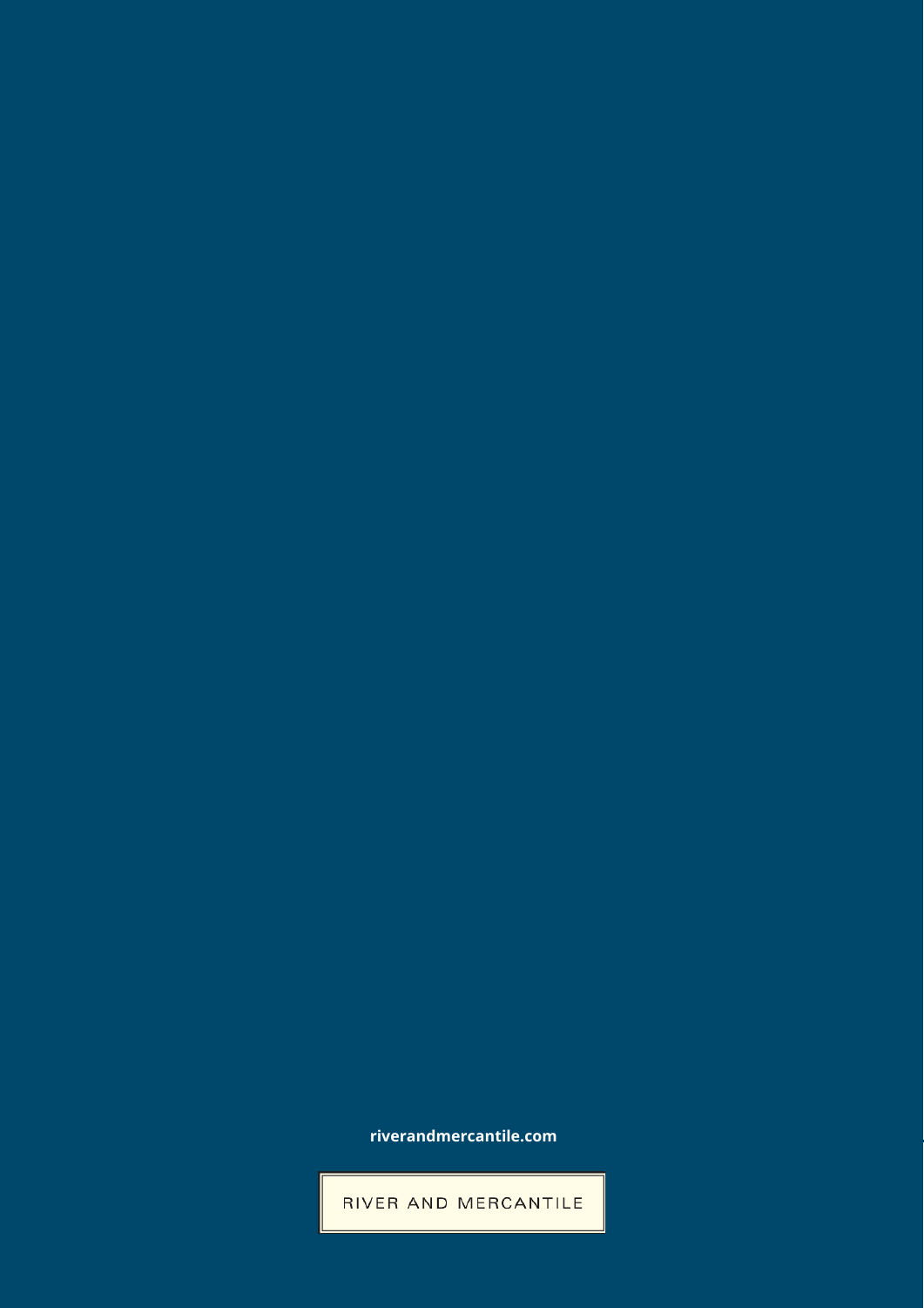riverandmercantile.com

RIVER AND MERCANTILE